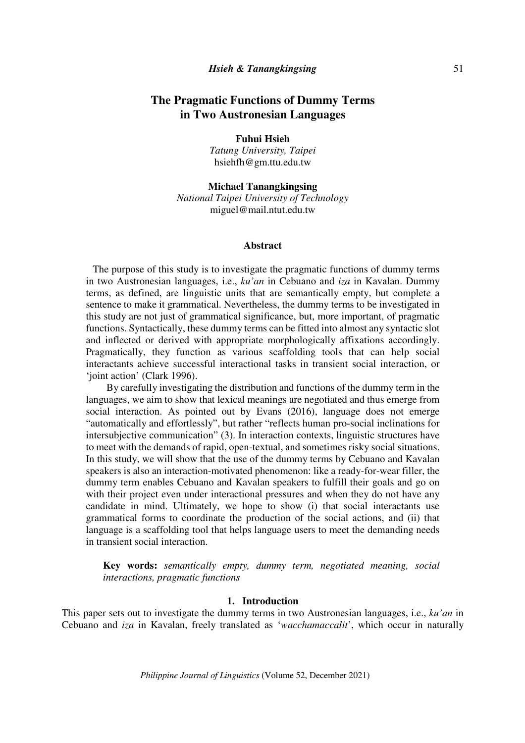# The Pragmatic Functions of Dummy Terms in Two Austronesian Languages

**Fuhui Hsieh**
*Tatung University, Taipei*
hsiehfh@gm.ttu.edu.tw

**Michael Tanangkingsing**
*National Taipei University of Technology*
miguel@mail.ntut.edu.tw

## Abstract

The purpose of this study is to investigate the pragmatic functions of dummy terms in two Austronesian languages, i.e., *ku'an* in Cebuano and *iza* in Kavalan. Dummy terms, as defined, are linguistic units that are semantically empty, but complete a sentence to make it grammatical. Nevertheless, the dummy terms to be investigated in this study are not just of grammatical significance, but, more important, of pragmatic functions. Syntactically, these dummy terms can be fitted into almost any syntactic slot and inflected or derived with appropriate morphologically affixations accordingly. Pragmatically, they function as various scaffolding tools that can help social interactants achieve successful interactional tasks in transient social interaction, or 'joint action' (Clark 1996).

By carefully investigating the distribution and functions of the dummy term in the languages, we aim to show that lexical meanings are negotiated and thus emerge from social interaction. As pointed out by Evans (2016), language does not emerge "automatically and effortlessly", but rather "reflects human pro-social inclinations for intersubjective communication" (3). In interaction contexts, linguistic structures have to meet with the demands of rapid, open-textual, and sometimes risky social situations. In this study, we will show that the use of the dummy terms by Cebuano and Kavalan speakers is also an interaction-motivated phenomenon: like a ready-for-wear filler, the dummy term enables Cebuano and Kavalan speakers to fulfill their goals and go on with their project even under interactional pressures and when they do not have any candidate in mind. Ultimately, we hope to show (i) that social interactants use grammatical forms to coordinate the production of the social actions, and (ii) that language is a scaffolding tool that helps language users to meet the demanding needs in transient social interaction.

**Key words:** *semantically empty, dummy term, negotiated meaning, social interactions, pragmatic functions*

## 1. Introduction

This paper sets out to investigate the dummy terms in two Austronesian languages, i.e., *ku'an* in Cebuano and *iza* in Kavalan, freely translated as '*wacchamaccalit*', which occur in naturally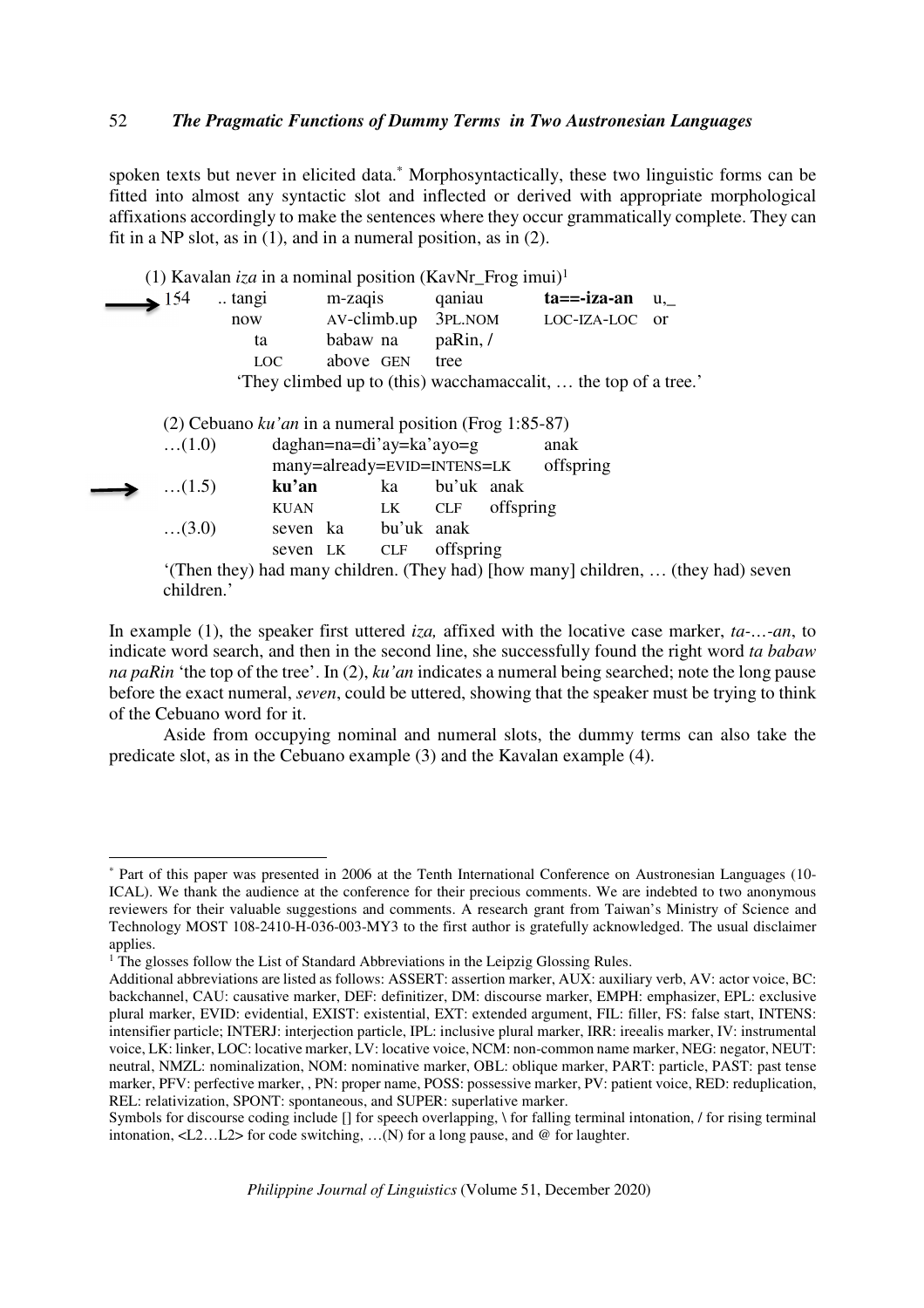spoken texts but never in elicited data.[*] Morphosyntactically, these two linguistic forms can be fitted into almost any syntactic slot and inflected or derived with appropriate morphological affixations accordingly to make the sentences where they occur grammatically complete. They can fit in a NP slot, as in (1), and in a numeral position, as in (2).

(1) Kavalan *iza* in a nominal position (KavNr_Frog imui)[1]

```
→ 154   .. tangi    m-zaqis       qaniau     ta==-iza-an    u,_
           now      AV-climb.up   3PL.NOM    LOC-IZA-LOC    or
              ta       babaw  na    paRin, /
              LOC      above  GEN   tree
         'They climbed up to (this) wacchamaccalit, … the top of a tree.'
```

(2) Cebuano *ku'an* in a numeral position (Frog 1:85-87)

```
  …(1.0)      daghan=na=di'ay=ka'ayo=g          anak
              many=already=EVID=INTENS=LK       offspring
→ …(1.5)      ku'an       ka     bu'uk  anak
              KUAN        LK     CLF    offspring
  …(3.0)      seven  ka   bu'uk  anak
              seven  LK   CLF    offspring
```

'(Then they) had many children. (They had) [how many] children, … (they had) seven children.'

In example (1), the speaker first uttered *iza,* affixed with the locative case marker, *ta-…-an*, to indicate word search, and then in the second line, she successfully found the right word *ta babaw na paRin* 'the top of the tree'. In (2), *ku'an* indicates a numeral being searched; note the long pause before the exact numeral, *seven*, could be uttered, showing that the speaker must be trying to think of the Cebuano word for it.

Aside from occupying nominal and numeral slots, the dummy terms can also take the predicate slot, as in the Cebuano example (3) and the Kavalan example (4).

---

[*] Part of this paper was presented in 2006 at the Tenth International Conference on Austronesian Languages (10-ICAL). We thank the audience at the conference for their precious comments. We are indebted to two anonymous reviewers for their valuable suggestions and comments. A research grant from Taiwan's Ministry of Science and Technology MOST 108-2410-H-036-003-MY3 to the first author is gratefully acknowledged. The usual disclaimer applies.

[1] The glosses follow the List of Standard Abbreviations in the Leipzig Glossing Rules.

Additional abbreviations are listed as follows: ASSERT: assertion marker, AUX: auxiliary verb, AV: actor voice, BC: backchannel, CAU: causative marker, DEF: definitizer, DM: discourse marker, EMPH: emphasizer, EPL: exclusive plural marker, EVID: evidential, EXIST: existential, EXT: extended argument, FIL: filler, FS: false start, INTENS: intensifier particle; INTERJ: interjection particle, IPL: inclusive plural marker, IRR: ireealis marker, IV: instrumental voice, LK: linker, LOC: locative marker, LV: locative voice, NCM: non-common name marker, NEG: negator, NEUT: neutral, NMZL: nominalization, NOM: nominative marker, OBL: oblique marker, PART: particle, PAST: past tense marker, PFV: perfective marker, , PN: proper name, POSS: possessive marker, PV: patient voice, RED: reduplication, REL: relativization, SPONT: spontaneous, and SUPER: superlative marker.

Symbols for discourse coding include [] for speech overlapping, \ for falling terminal intonation, / for rising terminal intonation, <L2…L2> for code switching, …(N) for a long pause, and @ for laughter.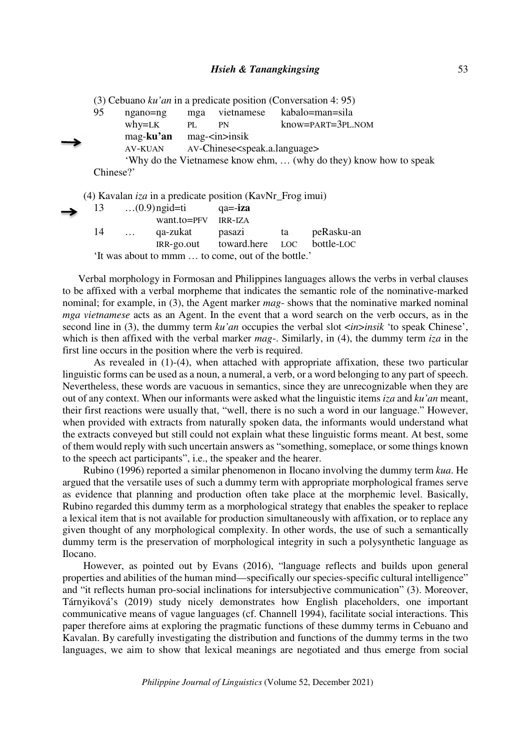(3) Cebuano *ku'an* in a predicate position (Conversation 4: 95)

```
95    ngano=ng    mga    vietnamese    kabalo=man=sila
      why=LK      PL     PN            know=PART=3PL.NOM
→     mag-ku'an   mag-<in>insik
      AV-KUAN     AV-Chinese<speak.a.language>
      'Why do the Vietnamese know ehm, … (why do they) know how to speak
Chinese?'
```

(4) Kavalan *iza* in a predicate position (KavNr_Frog imui)

```
→ 13   …(0.9)ngid=ti       qa=-iza
             want.to=PFV   IRR-IZA
  14   …     qa-zukat      pasazi        ta    peRasku-an
             IRR-go.out    toward.here   LOC   bottle-LOC
  'It was about to mmm … to come, out of the bottle.'
```

Verbal morphology in Formosan and Philippines languages allows the verbs in verbal clauses to be affixed with a verbal morpheme that indicates the semantic role of the nominative-marked nominal; for example, in (3), the Agent marker *mag-* shows that the nominative marked nominal *mga vietnamese* acts as an Agent. In the event that a word search on the verb occurs, as in the second line in (3), the dummy term *ku'an* occupies the verbal slot <*in*>*insik* 'to speak Chinese', which is then affixed with the verbal marker *mag-*. Similarly, in (4), the dummy term *iza* in the first line occurs in the position where the verb is required.

As revealed in (1)-(4), when attached with appropriate affixation, these two particular linguistic forms can be used as a noun, a numeral, a verb, or a word belonging to any part of speech. Nevertheless, these words are vacuous in semantics, since they are unrecognizable when they are out of any context. When our informants were asked what the linguistic items *iza* and *ku'an* meant, their first reactions were usually that, "well, there is no such a word in our language." However, when provided with extracts from naturally spoken data, the informants would understand what the extracts conveyed but still could not explain what these linguistic forms meant. At best, some of them would reply with such uncertain answers as "something, someplace, or some things known to the speech act participants", i.e., the speaker and the hearer.

Rubino (1996) reported a similar phenomenon in Ilocano involving the dummy term *kua*. He argued that the versatile uses of such a dummy term with appropriate morphological frames serve as evidence that planning and production often take place at the morphemic level. Basically, Rubino regarded this dummy term as a morphological strategy that enables the speaker to replace a lexical item that is not available for production simultaneously with affixation, or to replace any given thought of any morphological complexity. In other words, the use of such a semantically dummy term is the preservation of morphological integrity in such a polysynthetic language as Ilocano.

However, as pointed out by Evans (2016), "language reflects and builds upon general properties and abilities of the human mind—specifically our species-specific cultural intelligence" and "it reflects human pro-social inclinations for intersubjective communication" (3). Moreover, Tárnyiková's (2019) study nicely demonstrates how English placeholders, one important communicative means of vague languages (cf. Channell 1994), facilitate social interactions. This paper therefore aims at exploring the pragmatic functions of these dummy terms in Cebuano and Kavalan. By carefully investigating the distribution and functions of the dummy terms in the two languages, we aim to show that lexical meanings are negotiated and thus emerge from social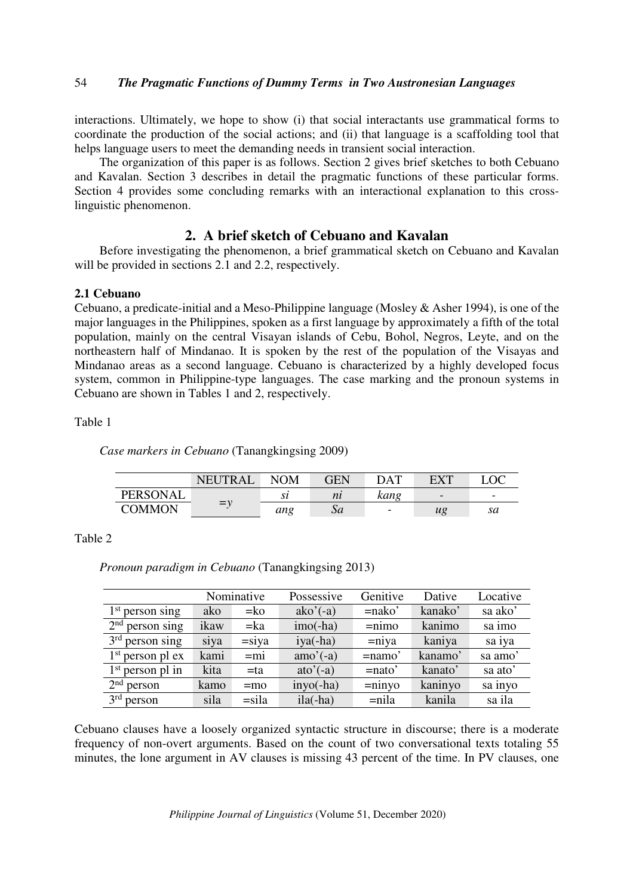interactions. Ultimately, we hope to show (i) that social interactants use grammatical forms to coordinate the production of the social actions; and (ii) that language is a scaffolding tool that helps language users to meet the demanding needs in transient social interaction.

The organization of this paper is as follows. Section 2 gives brief sketches to both Cebuano and Kavalan. Section 3 describes in detail the pragmatic functions of these particular forms. Section 4 provides some concluding remarks with an interactional explanation to this cross-linguistic phenomenon.

## 2. A brief sketch of Cebuano and Kavalan

Before investigating the phenomenon, a brief grammatical sketch on Cebuano and Kavalan will be provided in sections 2.1 and 2.2, respectively.

### 2.1 Cebuano

Cebuano, a predicate-initial and a Meso-Philippine language (Mosley & Asher 1994), is one of the major languages in the Philippines, spoken as a first language by approximately a fifth of the total population, mainly on the central Visayan islands of Cebu, Bohol, Negros, Leyte, and on the northeastern half of Mindanao. It is spoken by the rest of the population of the Visayas and Mindanao areas as a second language. Cebuano is characterized by a highly developed focus system, common in Philippine-type languages. The case marking and the pronoun systems in Cebuano are shown in Tables 1 and 2, respectively.

Table 1

*Case markers in Cebuano* (Tanangkingsing 2009)

| | NEUTRAL | NOM | GEN | DAT | EXT | LOC |
|---|---|---|---|---|---|---|
| PERSONAL | =*y* | *si* | *ni* | *kang* | - | - |
| COMMON | | *ang* | *Sa* | - | *ug* | *sa* |

Table 2

*Pronoun paradigm in Cebuano* (Tanangkingsing 2013)

| | Nominative | | Possessive | Genitive | Dative | Locative |
|---|---|---|---|---|---|---|
| 1st person sing | ako | =ko | ako’(-a) | =nako’ | kanako’ | sa ako’ |
| 2nd person sing | ikaw | =ka | imo(-ha) | =nimo | kanimo | sa imo |
| 3rd person sing | siya | =siya | iya(-ha) | =niya | kaniya | sa iya |
| 1st person pl ex | kami | =mi | amo’(-a) | =namo’ | kanamo’ | sa amo’ |
| 1st person pl in | kita | =ta | ato’(-a) | =nato’ | kanato’ | sa ato’ |
| 2nd person | kamo | =mo | inyo(-ha) | =ninyo | kaninyo | sa inyo |
| 3rd person | sila | =sila | ila(-ha) | =nila | kanila | sa ila |

Cebuano clauses have a loosely organized syntactic structure in discourse; there is a moderate frequency of non-overt arguments. Based on the count of two conversational texts totaling 55 minutes, the lone argument in AV clauses is missing 43 percent of the time. In PV clauses, one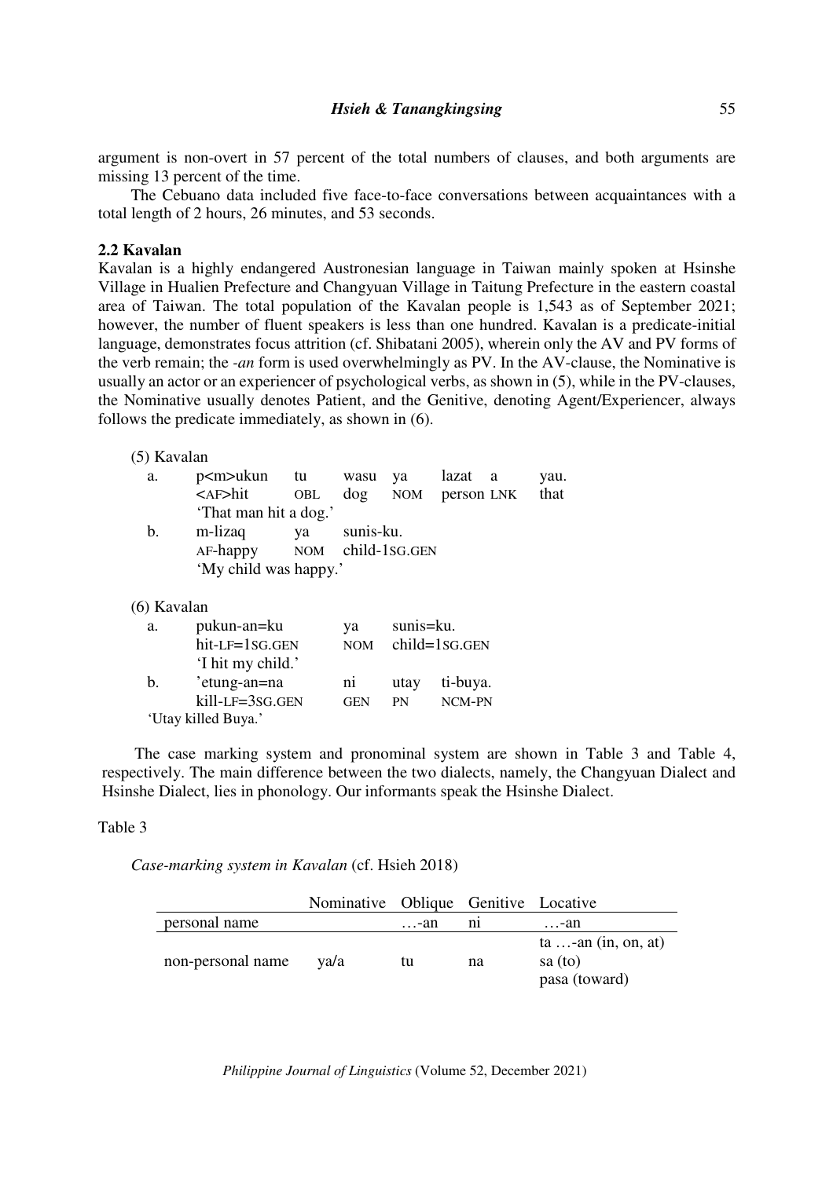argument is non-overt in 57 percent of the total numbers of clauses, and both arguments are missing 13 percent of the time.

The Cebuano data included five face-to-face conversations between acquaintances with a total length of 2 hours, 26 minutes, and 53 seconds.

### 2.2 Kavalan

Kavalan is a highly endangered Austronesian language in Taiwan mainly spoken at Hsinshe Village in Hualien Prefecture and Changyuan Village in Taitung Prefecture in the eastern coastal area of Taiwan. The total population of the Kavalan people is 1,543 as of September 2021; however, the number of fluent speakers is less than one hundred. Kavalan is a predicate-initial language, demonstrates focus attrition (cf. Shibatani 2005), wherein only the AV and PV forms of the verb remain; the *-an* form is used overwhelmingly as PV. In the AV-clause, the Nominative is usually an actor or an experiencer of psychological verbs, as shown in (5), while in the PV-clauses, the Nominative usually denotes Patient, and the Genitive, denoting Agent/Experiencer, always follows the predicate immediately, as shown in (6).

(5) Kavalan

a. p<m>ukun tu wasu ya lazat a yau.
   <AF>hit OBL dog NOM person LNK that
   'That man hit a dog.'

b. m-lizaq ya sunis-ku.
   AF-happy NOM child-1SG.GEN
   'My child was happy.'

(6) Kavalan

a. pukun-an=ku ya sunis=ku.
   hit-LF=1SG.GEN NOM child=1SG.GEN
   'I hit my child.'

b. 'etung-an=na ni utay ti-buya.
   kill-LF=3SG.GEN GEN PN NCM-PN
   'Utay killed Buya.'

The case marking system and pronominal system are shown in Table 3 and Table 4, respectively. The main difference between the two dialects, namely, the Changyuan Dialect and Hsinshe Dialect, lies in phonology. Our informants speak the Hsinshe Dialect.

Table 3

*Case-marking system in Kavalan* (cf. Hsieh 2018)

| | Nominative | Oblique | Genitive | Locative |
|---|---|---|---|---|
| personal name | | …-an | ni | …-an |
| non-personal name | ya/a | tu | na | ta …-an (in, on, at)<br>sa (to)<br>pasa (toward) |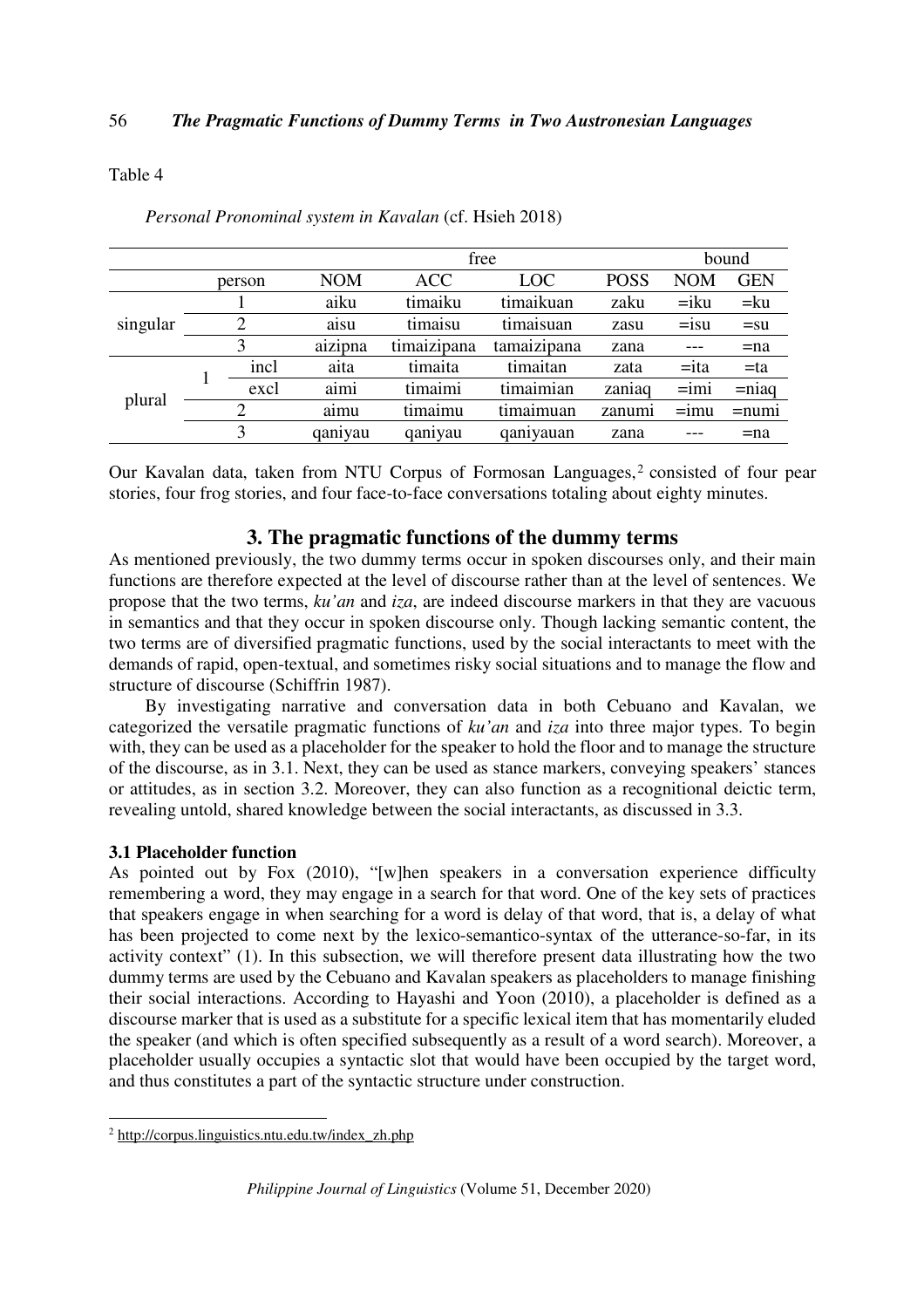Table 4

*Personal Pronominal system in Kavalan* (cf. Hsieh 2018)

| | | | free | | | | bound | |
|---|---|---|---|---|---|---|---|---|
| | person | | NOM | ACC | LOC | POSS | NOM | GEN |
| singular | 1 | | aiku | timaiku | timaikuan | zaku | =iku | =ku |
| | 2 | | aisu | timaisu | timaisuan | zasu | =isu | =su |
| | 3 | | aizipna | timaizipana | tamaizipana | zana | --- | =na |
| plural | 1 | incl | aita | timaita | timaitan | zata | =ita | =ta |
| | | excl | aimi | timaimi | timaimian | zaniaq | =imi | =niaq |
| | 2 | | aimu | timaimu | timaimuan | zanumi | =imu | =numi |
| | 3 | | qaniyau | qaniyau | qaniyauan | zana | --- | =na |

Our Kavalan data, taken from NTU Corpus of Formosan Languages,[2] consisted of four pear stories, four frog stories, and four face-to-face conversations totaling about eighty minutes.

## 3. The pragmatic functions of the dummy terms

As mentioned previously, the two dummy terms occur in spoken discourses only, and their main functions are therefore expected at the level of discourse rather than at the level of sentences. We propose that the two terms, *ku'an* and *iza*, are indeed discourse markers in that they are vacuous in semantics and that they occur in spoken discourse only. Though lacking semantic content, the two terms are of diversified pragmatic functions, used by the social interactants to meet with the demands of rapid, open-textual, and sometimes risky social situations and to manage the flow and structure of discourse (Schiffrin 1987).

By investigating narrative and conversation data in both Cebuano and Kavalan, we categorized the versatile pragmatic functions of *ku'an* and *iza* into three major types. To begin with, they can be used as a placeholder for the speaker to hold the floor and to manage the structure of the discourse, as in 3.1. Next, they can be used as stance markers, conveying speakers' stances or attitudes, as in section 3.2. Moreover, they can also function as a recognitional deictic term, revealing untold, shared knowledge between the social interactants, as discussed in 3.3.

### 3.1 Placeholder function

As pointed out by Fox (2010), "[w]hen speakers in a conversation experience difficulty remembering a word, they may engage in a search for that word. One of the key sets of practices that speakers engage in when searching for a word is delay of that word, that is, a delay of what has been projected to come next by the lexico-semantico-syntax of the utterance-so-far, in its activity context" (1). In this subsection, we will therefore present data illustrating how the two dummy terms are used by the Cebuano and Kavalan speakers as placeholders to manage finishing their social interactions. According to Hayashi and Yoon (2010), a placeholder is defined as a discourse marker that is used as a substitute for a specific lexical item that has momentarily eluded the speaker (and which is often specified subsequently as a result of a word search). Moreover, a placeholder usually occupies a syntactic slot that would have been occupied by the target word, and thus constitutes a part of the syntactic structure under construction.

[2] http://corpus.linguistics.ntu.edu.tw/index_zh.php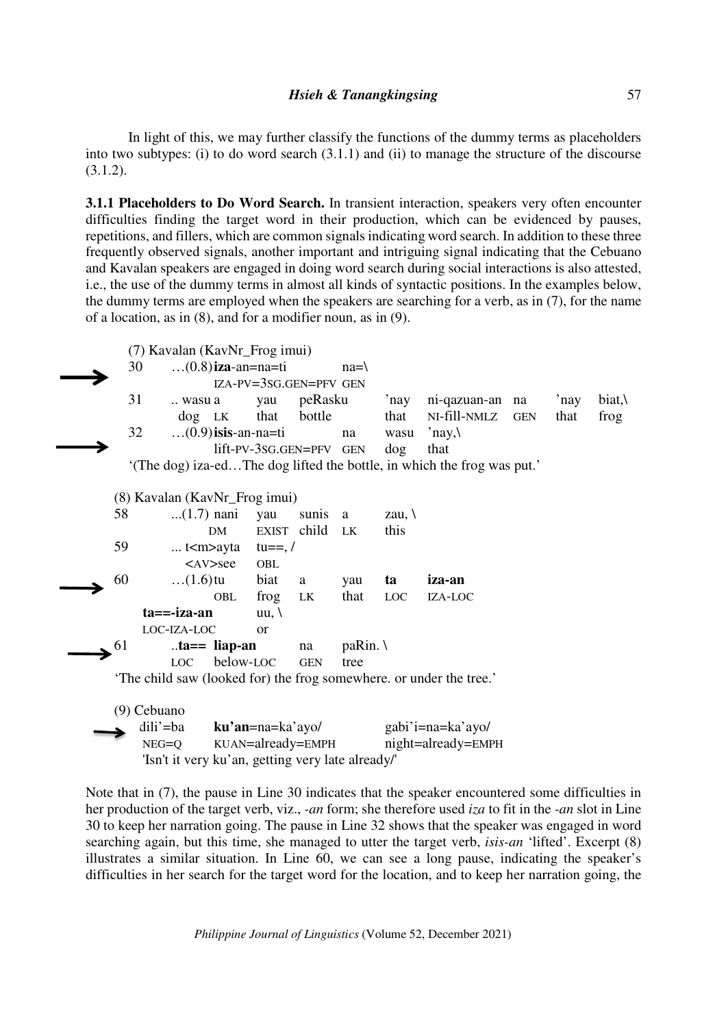In light of this, we may further classify the functions of the dummy terms as placeholders into two subtypes: (i) to do word search (3.1.1) and (ii) to manage the structure of the discourse (3.1.2).

**3.1.1 Placeholders to Do Word Search.** In transient interaction, speakers very often encounter difficulties finding the target word in their production, which can be evidenced by pauses, repetitions, and fillers, which are common signals indicating word search. In addition to these three frequently observed signals, another important and intriguing signal indicating that the Cebuano and Kavalan speakers are engaged in doing word search during social interactions is also attested, i.e., the use of the dummy terms in almost all kinds of syntactic positions. In the examples below, the dummy terms are employed when the speakers are searching for a verb, as in (7), for the name of a location, as in (8), and for a modifier noun, as in (9).

(7) Kavalan (KavNr_Frog imui)

```
→ 30   …(0.8) iza-an=na=ti          na=\
              IZA-PV=3SG.GEN=PFV    GEN
  31   .. wasu a    yau   peRasku   'nay   ni-qazuan-an   na    'nay   biat,\
          dog  LK   that  bottle    that   NI-fill-NMLZ   GEN   that   frog
→ 32   …(0.9) isis-an-na=ti          na    wasu   'nay,\
              lift-PV-3SG.GEN=PFV    GEN   dog    that
```

'(The dog) iza-ed…The dog lifted the bottle, in which the frog was put.'

(8) Kavalan (KavNr_Frog imui)

```
  58   ...(1.7) nani   yau     sunis   a     zau, \
                DM     EXIST   child   LK    this
  59   ... t<m>ayta   tu==, /
           <AV>see    OBL
→ 60   …(1.6) tu    biat   a    yau    ta    iza-an
              OBL   frog   LK   that   LOC   IZA-LOC
       ta==-iza-an     uu, \
       LOC-IZA-LOC     or
→ 61   ..ta==  liap-an     na    paRin. \
         LOC   below-LOC   GEN   tree
```

'The child saw (looked for) the frog somewhere. or under the tree.'

(9) Cebuano

```
→ dili'=ba   ku'an=na=ka'ayo/        gabi'i=na=ka'ayo/
  NEG=Q      KUAN=already=EMPH       night=already=EMPH
```

'Isn't it very ku'an, getting very late already/'

Note that in (7), the pause in Line 30 indicates that the speaker encountered some difficulties in her production of the target verb, viz., *-an* form; she therefore used *iza* to fit in the *-an* slot in Line 30 to keep her narration going. The pause in Line 32 shows that the speaker was engaged in word searching again, but this time, she managed to utter the target verb, *isis-an* 'lifted'. Excerpt (8) illustrates a similar situation. In Line 60, we can see a long pause, indicating the speaker's difficulties in her search for the target word for the location, and to keep her narration going, the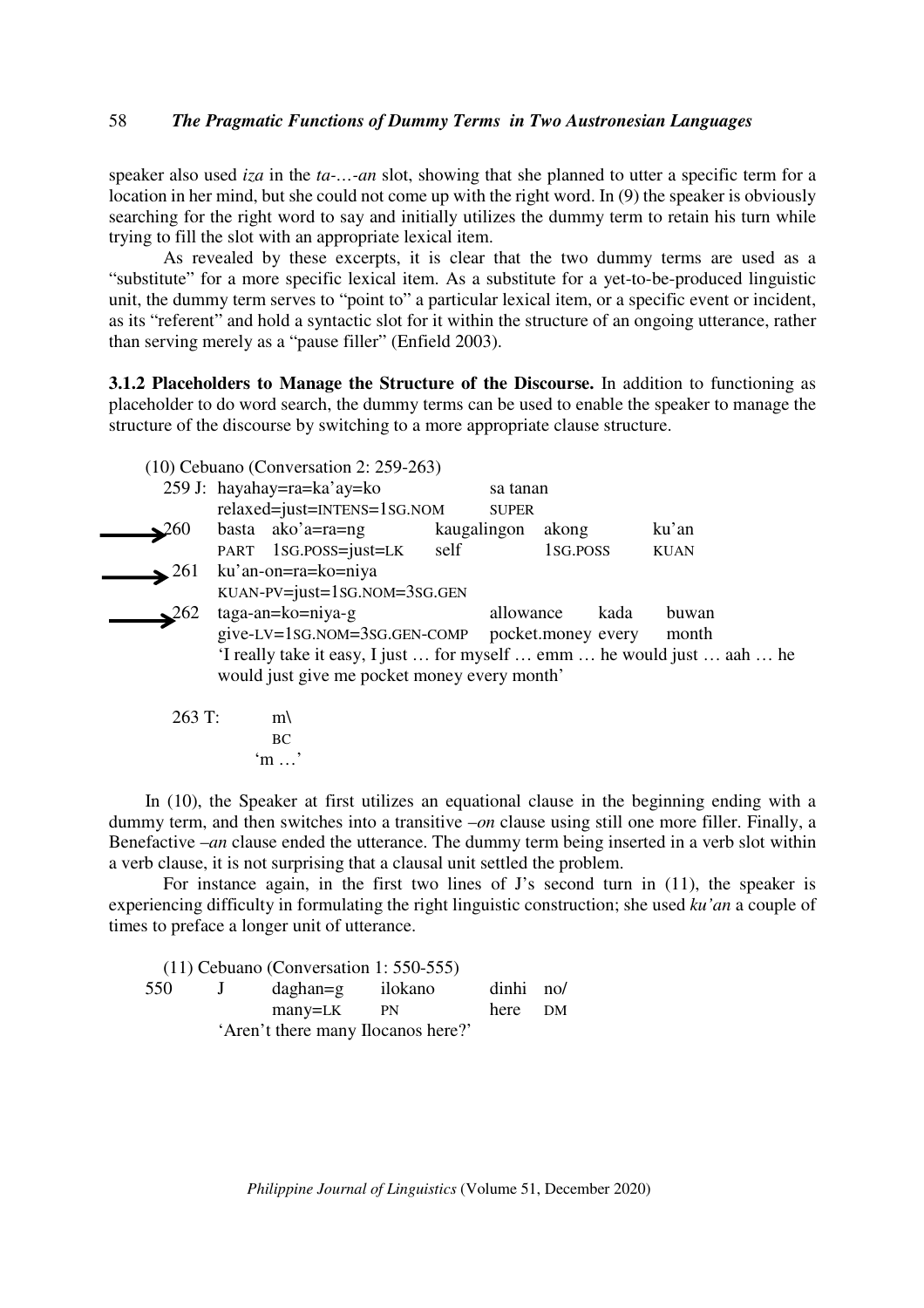speaker also used *iza* in the *ta-…-an* slot, showing that she planned to utter a specific term for a location in her mind, but she could not come up with the right word. In (9) the speaker is obviously searching for the right word to say and initially utilizes the dummy term to retain his turn while trying to fill the slot with an appropriate lexical item.

As revealed by these excerpts, it is clear that the two dummy terms are used as a "substitute" for a more specific lexical item. As a substitute for a yet-to-be-produced linguistic unit, the dummy term serves to "point to" a particular lexical item, or a specific event or incident, as its "referent" and hold a syntactic slot for it within the structure of an ongoing utterance, rather than serving merely as a "pause filler" (Enfield 2003).

**3.1.2 Placeholders to Manage the Structure of the Discourse.** In addition to functioning as placeholder to do word search, the dummy terms can be used to enable the speaker to manage the structure of the discourse by switching to a more appropriate clause structure.

(10) Cebuano (Conversation 2: 259-263)

```
    259 J: hayahay=ra=ka'ay=ko              sa tanan
           relaxed=just=INTENS=1SG.NOM      SUPER
→   260    basta  ako'a=ra=ng         kaugalingon   akong      ku'an
           PART   1SG.POSS=just=LK    self          1SG.POSS   KUAN
→   261    ku'an-on=ra=ko=niya
           KUAN-PV=just=1SG.NOM=3SG.GEN
→   262    taga-an=ko=niya-g               allowance      kada    buwan
           give-LV=1SG.NOM=3SG.GEN-COMP    pocket.money   every   month
           'I really take it easy, I just … for myself … emm … he would just … aah … he
           would just give me pocket money every month'

    263 T:      m\
                BC
               'm …'
```

In (10), the Speaker at first utilizes an equational clause in the beginning ending with a dummy term, and then switches into a transitive *–on* clause using still one more filler. Finally, a Benefactive *–an* clause ended the utterance. The dummy term being inserted in a verb slot within a verb clause, it is not surprising that a clausal unit settled the problem.

For instance again, in the first two lines of J's second turn in (11), the speaker is experiencing difficulty in formulating the right linguistic construction; she used *ku'an* a couple of times to preface a longer unit of utterance.

(11) Cebuano (Conversation 1: 550-555)

```
550    J    daghan=g    ilokano    dinhi   no/
            many=LK     PN         here    DM
            'Aren't there many Ilocanos here?'
```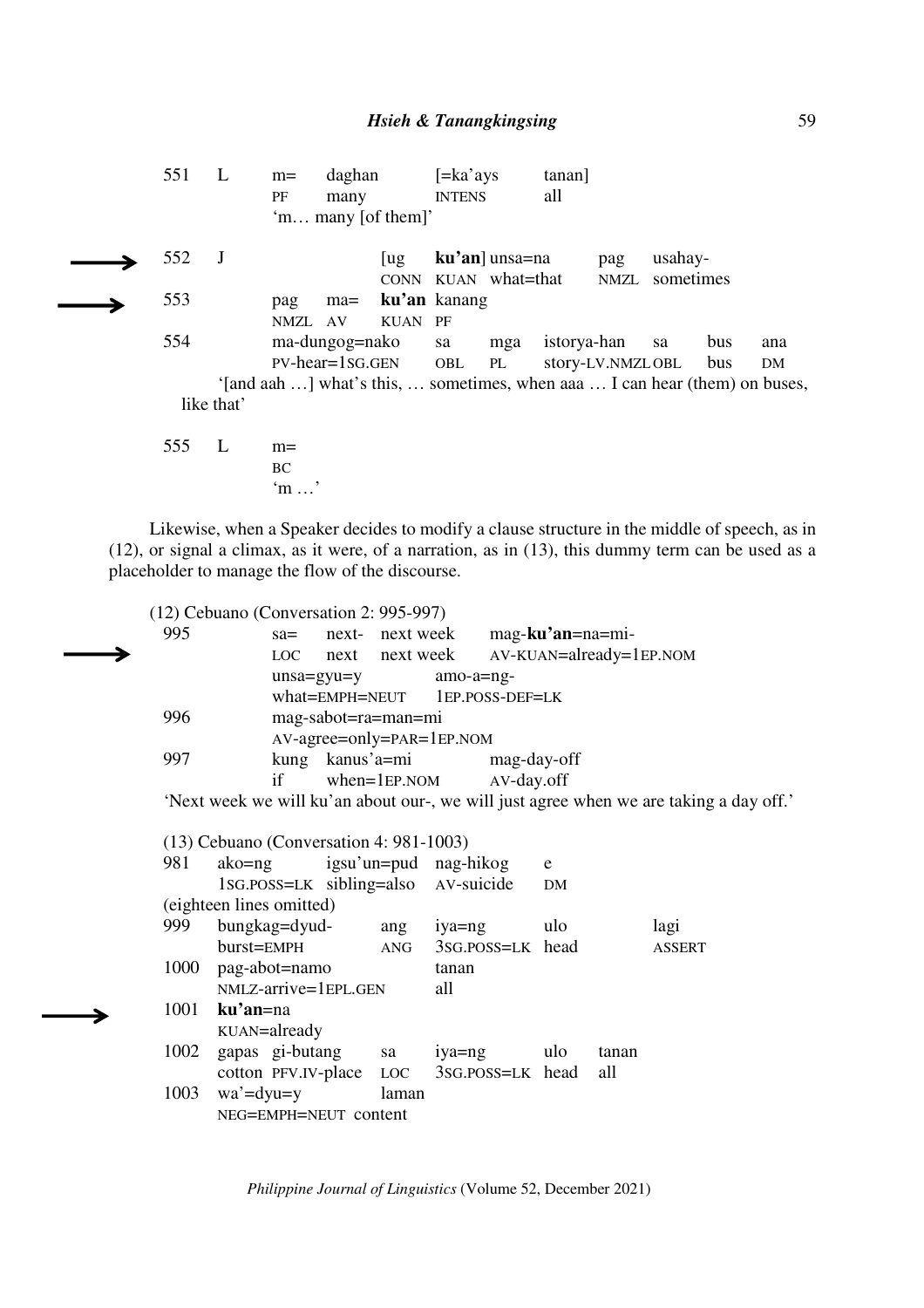```
      551   L    m=      daghan       [=ka'ays     tanan]
                 PF      many         INTENS       all
                 'm… many [of them]'

  →   552   J                  [ug    ku'an] unsa=na       pag    usahay-
                               CONN   KUAN   what=that     NMZL   sometimes
  →   553        pag     ma=   ku'an  kanang
                 NMZL    AV    KUAN   PF
      554        ma-dungog=nako       sa     mga   istorya-han      sa    bus   ana
                 PV-hear=1SG.GEN      OBL    PL    story-LV.NMZL    OBL   bus   DM
            '[and aah …] what's this, … sometimes, when aaa … I can hear (them) on buses,
        like that'

      555   L    m=
                 BC
                 'm …'
```

Likewise, when a Speaker decides to modify a clause structure in the middle of speech, as in (12), or signal a climax, as it were, of a narration, as in (13), this dummy term can be used as a placeholder to manage the flow of the discourse.

```
      (12) Cebuano (Conversation 2: 995-997)
      995        sa=    next-   next week     mag-ku'an=na=mi-
  →              LOC    next    next week     AV-KUAN=already=1EP.NOM
                 unsa=gyu=y             amo-a=ng-
                 what=EMPH=NEUT         1EP.POSS-DEF=LK
      996        mag-sabot=ra=man=mi
                 AV-agree=only=PAR=1EP.NOM
      997        kung   kanus'a=mi          mag-day-off
                 if     when=1EP.NOM        AV-day.off
      'Next week we will ku'an about our-, we will just agree when we are taking a day off.'

      (13) Cebuano (Conversation 4: 981-1003)
      981    ako=ng          igsu'un=pud     nag-hikog     e
             1SG.POSS=LK     sibling=also    AV-suicide    DM
      (eighteen lines omitted)
      999    bungkag=dyud-         ang    iya=ng           ulo          lagi
             burst=EMPH            ANG    3SG.POSS=LK      head         ASSERT
      1000   pag-abot=namo                tanan
             NMLZ-arrive=1EPL.GEN         all
  →   1001   ku'an=na
             KUAN=already
      1002   gapas   gi-butang      sa     iya=ng          ulo    tanan
             cotton  PFV.IV-place   LOC    3SG.POSS=LK     head   all
      1003   wa'=dyu=y                laman
             NEG=EMPH=NEUT  content
```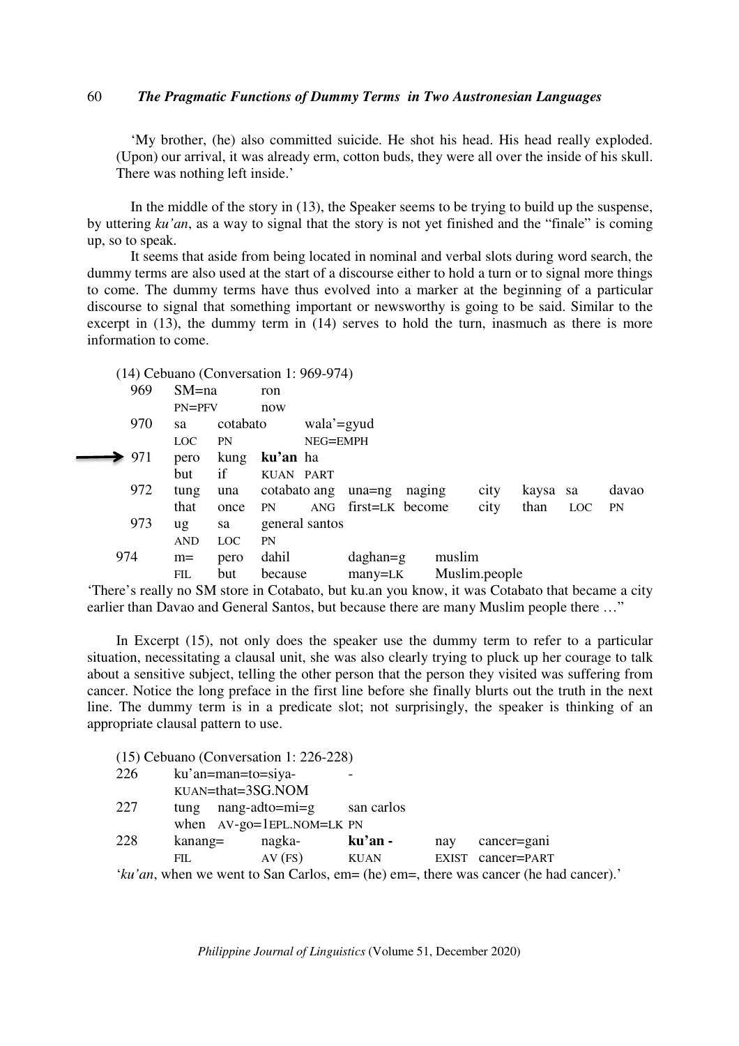'My brother, (he) also committed suicide. He shot his head. His head really exploded. (Upon) our arrival, it was already erm, cotton buds, they were all over the inside of his skull. There was nothing left inside.'

In the middle of the story in (13), the Speaker seems to be trying to build up the suspense, by uttering *ku'an*, as a way to signal that the story is not yet finished and the "finale" is coming up, so to speak.

It seems that aside from being located in nominal and verbal slots during word search, the dummy terms are also used at the start of a discourse either to hold a turn or to signal more things to come. The dummy terms have thus evolved into a marker at the beginning of a particular discourse to signal that something important or newsworthy is going to be said. Similar to the excerpt in (13), the dummy term in (14) serves to hold the turn, inasmuch as there is more information to come.

(14) Cebuano (Conversation 1: 969-974)

| | | | | | | | | | | |
|---|---|---|---|---|---|---|---|---|---|---|
| 969 | SM=na | ron | | | | | | | | |
| | PN=PFV | now | | | | | | | | |
| 970 | sa | cotabato | wala'=gyud | | | | | | | |
| | LOC | PN | NEG=EMPH | | | | | | | |
| → 971 | pero | kung | **ku'an** | ha | | | | | | |
| | but | if | KUAN | PART | | | | | | |
| 972 | tung | una | cotabato | ang | una=ng | naging | city | kaysa | sa | davao |
| | that | once | PN | ANG | first=LK | become | city | than | LOC | PN |
| 973 | ug | sa | general santos | | | | | | | |
| | AND | LOC | PN | | | | | | | |
| 974 | m= | pero | dahil | daghan=g | muslim | | | | | |
| | FIL | but | because | many=LK | Muslim.people | | | | | |

'There's really no SM store in Cotabato, but ku.an you know, it was Cotabato that became a city earlier than Davao and General Santos, but because there are many Muslim people there …"

In Excerpt (15), not only does the speaker use the dummy term to refer to a particular situation, necessitating a clausal unit, she was also clearly trying to pluck up her courage to talk about a sensitive subject, telling the other person that the person they visited was suffering from cancer. Notice the long preface in the first line before she finally blurts out the truth in the next line. The dummy term is in a predicate slot; not surprisingly, the speaker is thinking of an appropriate clausal pattern to use.

(15) Cebuano (Conversation 1: 226-228)

| | | | | | |
|---|---|---|---|---|---|
| 226 | ku'an=man=to=siya- | | - | | |
| | KUAN=that=3SG.NOM | | | | |
| 227 | tung | nang-adto=mi=g | san carlos | | |
| | when | AV-go=1EPL.NOM=LK | PN | | |
| 228 | kanang= | nagka- | **ku'an -** | nay | cancer=gani |
| | FIL | AV (FS) | KUAN | EXIST | cancer=PART |

'*ku'an*, when we went to San Carlos, em= (he) em=, there was cancer (he had cancer).'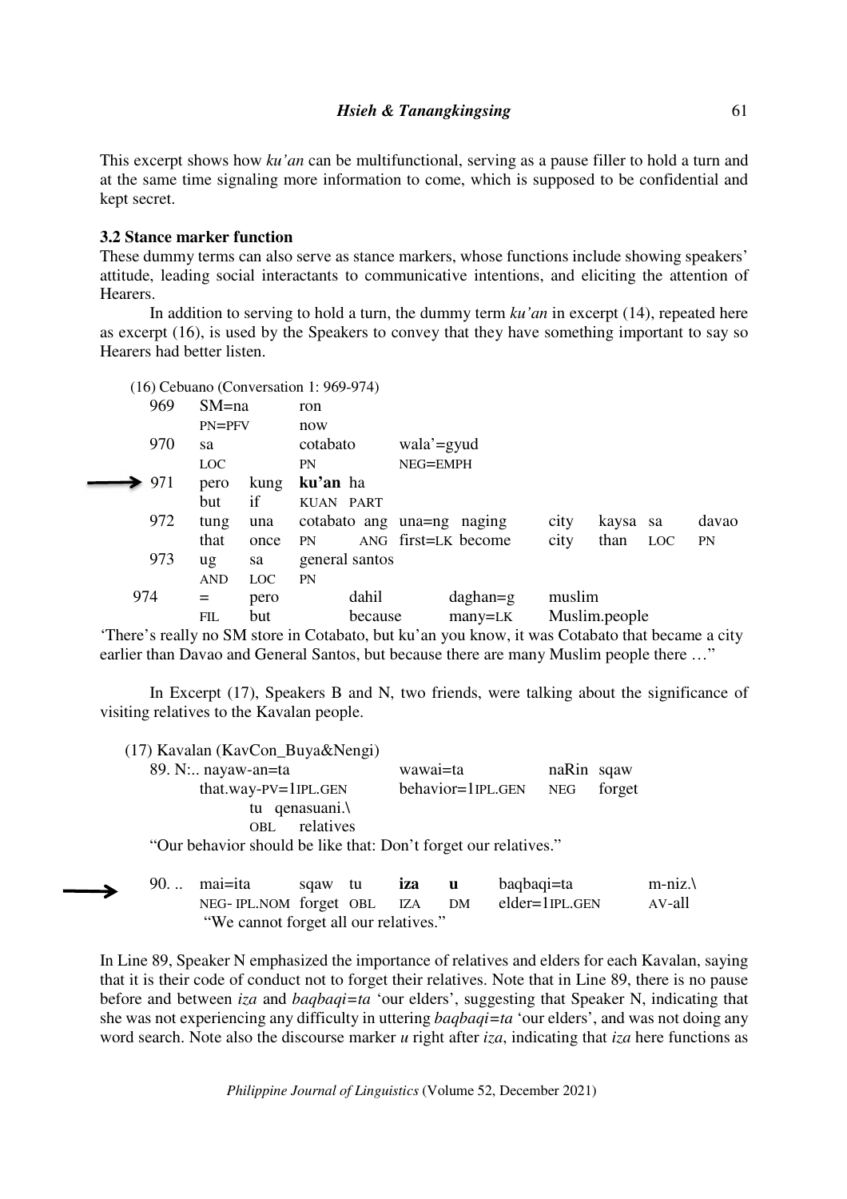This excerpt shows how *ku'an* can be multifunctional, serving as a pause filler to hold a turn and at the same time signaling more information to come, which is supposed to be confidential and kept secret.

### 3.2 Stance marker function

These dummy terms can also serve as stance markers, whose functions include showing speakers' attitude, leading social interactants to communicative intentions, and eliciting the attention of Hearers.

In addition to serving to hold a turn, the dummy term *ku'an* in excerpt (14), repeated here as excerpt (16), is used by the Speakers to convey that they have something important to say so Hearers had better listen.

(16) Cebuano (Conversation 1: 969-974)

```
    969   SM=na          ron
          PN=PFV         now
    970   sa             cotabato      wala'=gyud
          LOC            PN            NEG=EMPH
──> 971   pero   kung    ku'an  ha
          but    if      KUAN   PART
    972   tung   una     cotabato  ang  una=ng   naging   city   kaysa  sa    davao
          that   once    PN        ANG  first=LK become   city   than   LOC   PN
    973   ug     sa      general santos
          AND    LOC     PN
    974   =      pero           dahil        daghan=g      muslim
          FIL    but            because      many=LK       Muslim.people
```

'There's really no SM store in Cotabato, but ku'an you know, it was Cotabato that became a city earlier than Davao and General Santos, but because there are many Muslim people there …"

In Excerpt (17), Speakers B and N, two friends, were talking about the significance of visiting relatives to the Kavalan people.

(17) Kavalan (KavCon_Buya&Nengi)

```
    89. N:.. nayaw-an=ta               wawai=ta             naRin  sqaw
             that.way-PV=1IPL.GEN      behavior=1IPL.GEN    NEG    forget
                 tu   qenasuani.\
                 OBL  relatives
```

"Our behavior should be like that: Don't forget our relatives."

```
──> 90. ..  mai=ita          sqaw    tu    iza   u    baqbaqi=ta        m-niz.\
            NEG-IPL.NOM      forget  OBL   IZA   DM   elder=1IPL.GEN    AV-all
```

"We cannot forget all our relatives."

In Line 89, Speaker N emphasized the importance of relatives and elders for each Kavalan, saying that it is their code of conduct not to forget their relatives. Note that in Line 89, there is no pause before and between *iza* and *baqbaqi=ta* 'our elders', suggesting that Speaker N, indicating that she was not experiencing any difficulty in uttering *baqbaqi=ta* 'our elders', and was not doing any word search. Note also the discourse marker *u* right after *iza*, indicating that *iza* here functions as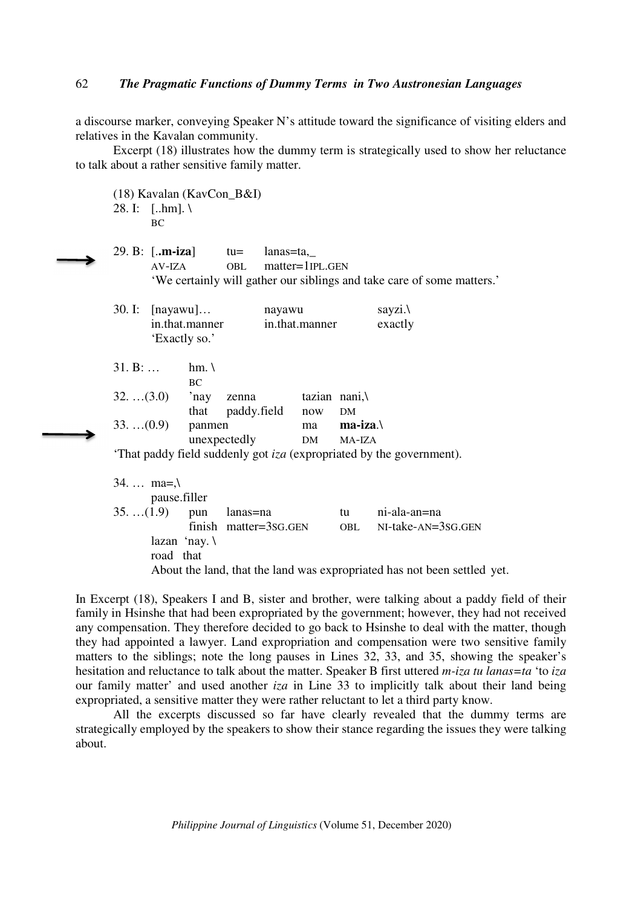a discourse marker, conveying Speaker N's attitude toward the significance of visiting elders and relatives in the Kavalan community.

Excerpt (18) illustrates how the dummy term is strategically used to show her reluctance to talk about a rather sensitive family matter.

(18) Kavalan (KavCon_B&I)

```
28. I:  [..hm]. \
        BC

29. B:  [..m-iza]     tu=     lanas=ta,_
        AV-IZA        OBL     matter=1IPL.GEN
        'We certainly will gather our siblings and take care of some matters.'

30. I:  [nayawu]...          nayawu              sayzi.\
        in.that.manner       in.that.manner      exactly
        'Exactly so.'

31. B: ...        hm. \
                  BC
32. ...(3.0)      'nay    zenna          tazian  nani,\
                  that    paddy.field    now     DM
33. ...(0.9)      panmen                 ma      ma-iza.\
                  unexpectedly           DM      MA-IZA
'That paddy field suddenly got iza (expropriated by the government).

34. ...  ma=,\
         pause.filler
35. ...(1.9)      pun     lanas=na              tu      ni-ala-an=na
                  finish  matter=3SG.GEN        OBL     NI-take-AN=3SG.GEN
        lazan  'nay. \
        road   that
        About the land, that the land was expropriated has not been settled yet.
```

In Excerpt (18), Speakers I and B, sister and brother, were talking about a paddy field of their family in Hsinshe that had been expropriated by the government; however, they had not received any compensation. They therefore decided to go back to Hsinshe to deal with the matter, though they had appointed a lawyer. Land expropriation and compensation were two sensitive family matters to the siblings; note the long pauses in Lines 32, 33, and 35, showing the speaker's hesitation and reluctance to talk about the matter. Speaker B first uttered *m-iza tu lanas=ta* 'to *iza* our family matter' and used another *iza* in Line 33 to implicitly talk about their land being expropriated, a sensitive matter they were rather reluctant to let a third party know.

All the excerpts discussed so far have clearly revealed that the dummy terms are strategically employed by the speakers to show their stance regarding the issues they were talking about.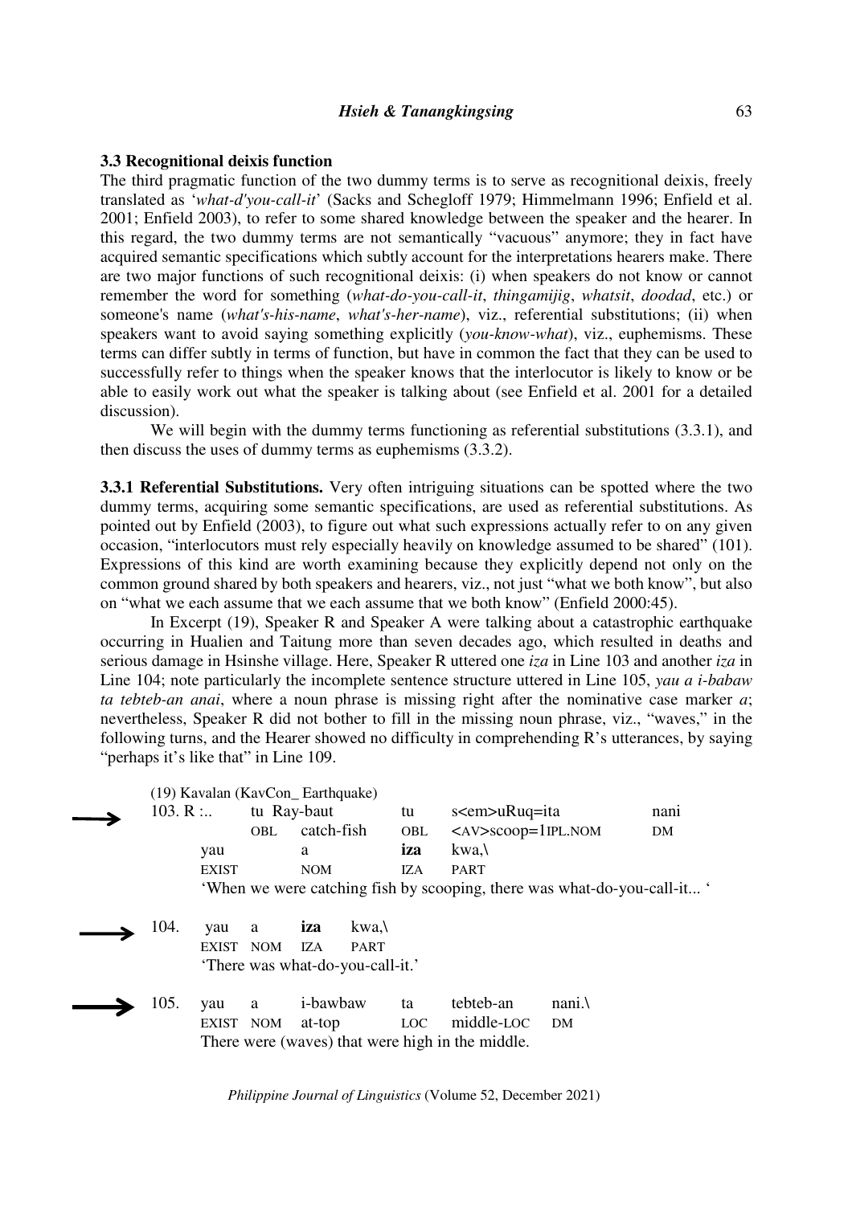### 3.3 Recognitional deixis function

The third pragmatic function of the two dummy terms is to serve as recognitional deixis, freely translated as '*what-d'you-call-it*' (Sacks and Schegloff 1979; Himmelmann 1996; Enfield et al. 2001; Enfield 2003), to refer to some shared knowledge between the speaker and the hearer. In this regard, the two dummy terms are not semantically "vacuous" anymore; they in fact have acquired semantic specifications which subtly account for the interpretations hearers make. There are two major functions of such recognitional deixis: (i) when speakers do not know or cannot remember the word for something (*what-do-you-call-it*, *thingamijig*, *whatsit*, *doodad*, etc.) or someone's name (*what's-his-name*, *what's-her-name*), viz., referential substitutions; (ii) when speakers want to avoid saying something explicitly (*you-know-what*), viz., euphemisms. These terms can differ subtly in terms of function, but have in common the fact that they can be used to successfully refer to things when the speaker knows that the interlocutor is likely to know or be able to easily work out what the speaker is talking about (see Enfield et al. 2001 for a detailed discussion).

We will begin with the dummy terms functioning as referential substitutions (3.3.1), and then discuss the uses of dummy terms as euphemisms (3.3.2).

**3.3.1 Referential Substitutions.** Very often intriguing situations can be spotted where the two dummy terms, acquiring some semantic specifications, are used as referential substitutions. As pointed out by Enfield (2003), to figure out what such expressions actually refer to on any given occasion, "interlocutors must rely especially heavily on knowledge assumed to be shared" (101). Expressions of this kind are worth examining because they explicitly depend not only on the common ground shared by both speakers and hearers, viz., not just "what we both know", but also on "what we each assume that we each assume that we both know" (Enfield 2000:45).

In Excerpt (19), Speaker R and Speaker A were talking about a catastrophic earthquake occurring in Hualien and Taitung more than seven decades ago, which resulted in deaths and serious damage in Hsinshe village. Here, Speaker R uttered one *iza* in Line 103 and another *iza* in Line 104; note particularly the incomplete sentence structure uttered in Line 105, *yau a i-babaw ta tebteb-an anai*, where a noun phrase is missing right after the nominative case marker *a*; nevertheless, Speaker R did not bother to fill in the missing noun phrase, viz., "waves," in the following turns, and the Hearer showed no difficulty in comprehending R's utterances, by saying "perhaps it's like that" in Line 109.

(19) Kavalan (KavCon_ Earthquake)

```
→ 103. R :..  tu   Ray-baut    tu   s<em>uRuq=ita         nani
              OBL  catch-fish  OBL  <AV>scoop=1IPL.NOM    DM
         yau     a     iza   kwa,\
         EXIST   NOM   IZA   PART
         'When we were catching fish by scooping, there was what-do-you-call-it... '

→ 104.   yau     a     iza   kwa,\
         EXIST   NOM   IZA   PART
         'There was what-do-you-call-it.'

→ 105.   yau     a     i-bawbaw   ta    tebteb-an    nani.\
         EXIST   NOM   at-top     LOC   middle-LOC   DM
         There were (waves) that were high in the middle.
```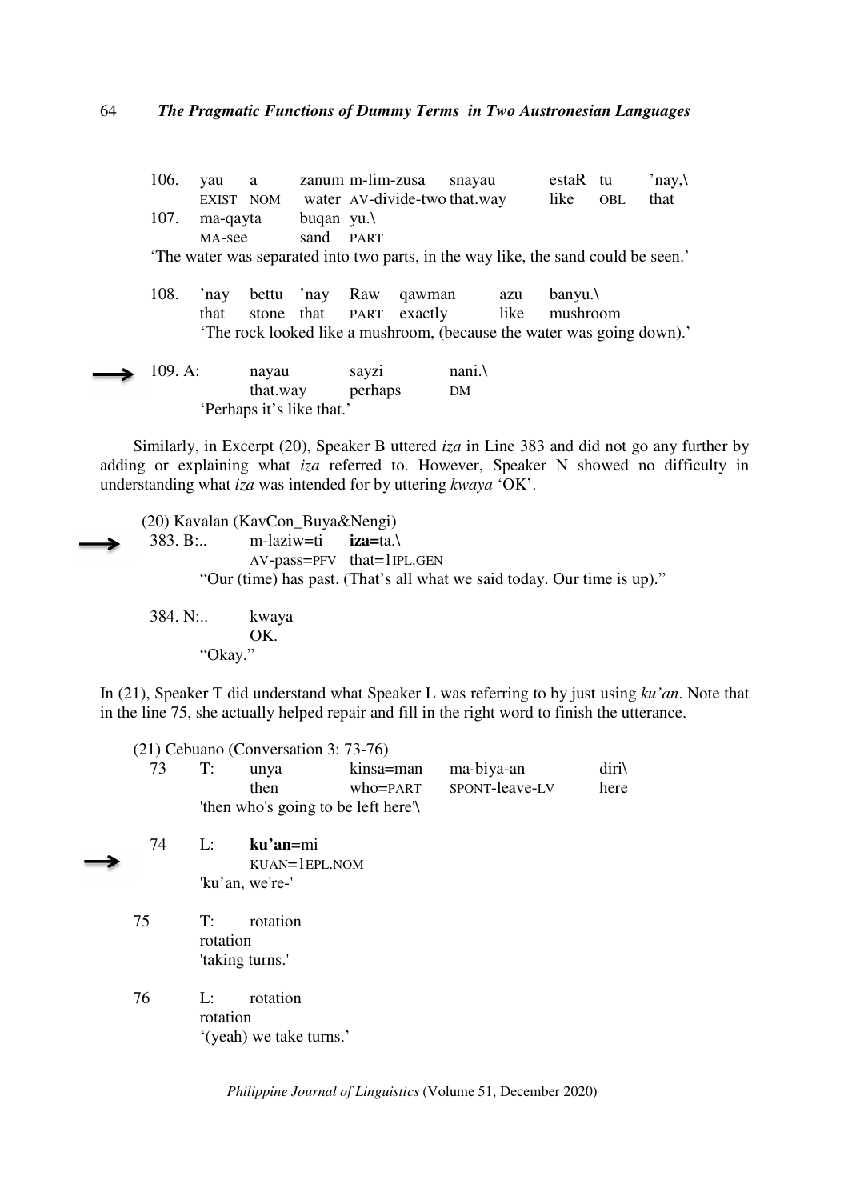106. yau a zanum m-lim-zusa snayau estaR tu 'nay,\
EXIST NOM water AV-divide-two that.way like OBL that

107. ma-qayta buqan yu.\
MA-see sand PART

'The water was separated into two parts, in the way like, the sand could be seen.'

108. 'nay bettu 'nay Raw qawman azu banyu.\
that stone that PART exactly like mushroom

'The rock looked like a mushroom, (because the water was going down).'

→ 109. A: nayau sayzi nani.\
that.way perhaps DM

'Perhaps it's like that.'

Similarly, in Excerpt (20), Speaker B uttered *iza* in Line 383 and did not go any further by adding or explaining what *iza* referred to. However, Speaker N showed no difficulty in understanding what *iza* was intended for by uttering *kwaya* 'OK'.

(20) Kavalan (KavCon_Buya&Nengi)

→ 383. B:.. m-laziw=ti **iza**=ta.\
AV-pass=PFV that=1IPL.GEN

"Our (time) has past. (That's all what we said today. Our time is up)."

384. N:.. kwaya
OK.

"Okay."

In (21), Speaker T did understand what Speaker L was referring to by just using *ku'an*. Note that in the line 75, she actually helped repair and fill in the right word to finish the utterance.

(21) Cebuano (Conversation 3: 73-76)

73 T: unya kinsa=man ma-biya-an diri\
then who=PART SPONT-leave-LV here

'then who's going to be left here'\

→ 74 L: **ku'an**=mi
KUAN=1EPL.NOM

'ku'an, we're-'

75 T: rotation
rotation

'taking turns.'

76 L: rotation
rotation

'(yeah) we take turns.'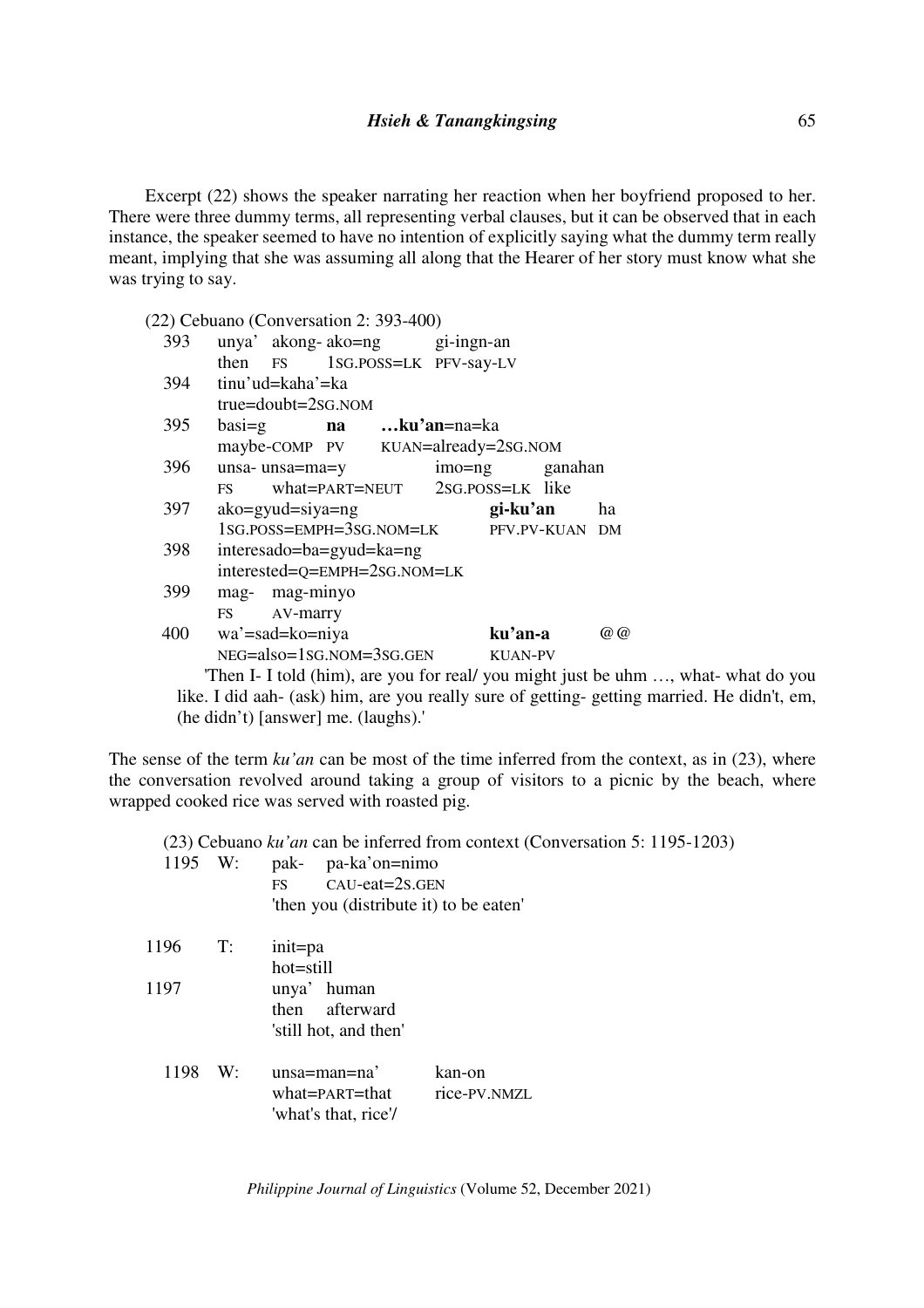Excerpt (22) shows the speaker narrating her reaction when her boyfriend proposed to her. There were three dummy terms, all representing verbal clauses, but it can be observed that in each instance, the speaker seemed to have no intention of explicitly saying what the dummy term really meant, implying that she was assuming all along that the Hearer of her story must know what she was trying to say.

(22) Cebuano (Conversation 2: 393-400)

| | | | | |
|---|---|---|---|---|
| 393 | unya' | akong- ako=ng | gi-ingn-an | |
| | then | FS 1SG.POSS=LK | PFV-say-LV | |
| 394 | tinu'ud=kaha'=ka | | | |
| | true=doubt=2SG.NOM | | | |
| 395 | basi=g | **na** | **…ku'an**=na=ka | |
| | maybe-COMP | PV | KUAN=already=2SG.NOM | |
| 396 | unsa- unsa=ma=y | | imo=ng | ganahan |
| | FS what=PART=NEUT | | 2SG.POSS=LK | like |
| 397 | ako=gyud=siya=ng | | **gi-ku'an** | ha |
| | 1SG.POSS=EMPH=3SG.NOM=LK | | PFV.PV-KUAN | DM |
| 398 | interesado=ba=gyud=ka=ng | | | |
| | interested=Q=EMPH=2SG.NOM=LK | | | |
| 399 | mag- mag-minyo | | | |
| | FS AV-marry | | | |
| 400 | wa'=sad=ko=niya | | **ku'an-a** | @@ |
| | NEG=also=1SG.NOM=3SG.GEN | | KUAN-PV | |

'Then I- I told (him), are you for real/ you might just be uhm …, what- what do you like. I did aah- (ask) him, are you really sure of getting- getting married. He didn't, em, (he didn't) [answer] me. (laughs).'

The sense of the term *ku'an* can be most of the time inferred from the context, as in (23), where the conversation revolved around taking a group of visitors to a picnic by the beach, where wrapped cooked rice was served with roasted pig.

(23) Cebuano *ku'an* can be inferred from context (Conversation 5: 1195-1203)

| | | | |
|---|---|---|---|
| 1195 | W: | pak- pa-ka'on=nimo | |
| | | FS CAU-eat=2S.GEN | |
| | | 'then you (distribute it) to be eaten' | |
| 1196 | T: | init=pa | |
| | | hot=still | |
| 1197 | | unya' human | |
| | | then afterward | |
| | | 'still hot, and then' | |
| 1198 | W: | unsa=man=na' | kan-on |
| | | what=PART=that | rice-PV.NMZL |
| | | 'what's that, rice'/ | |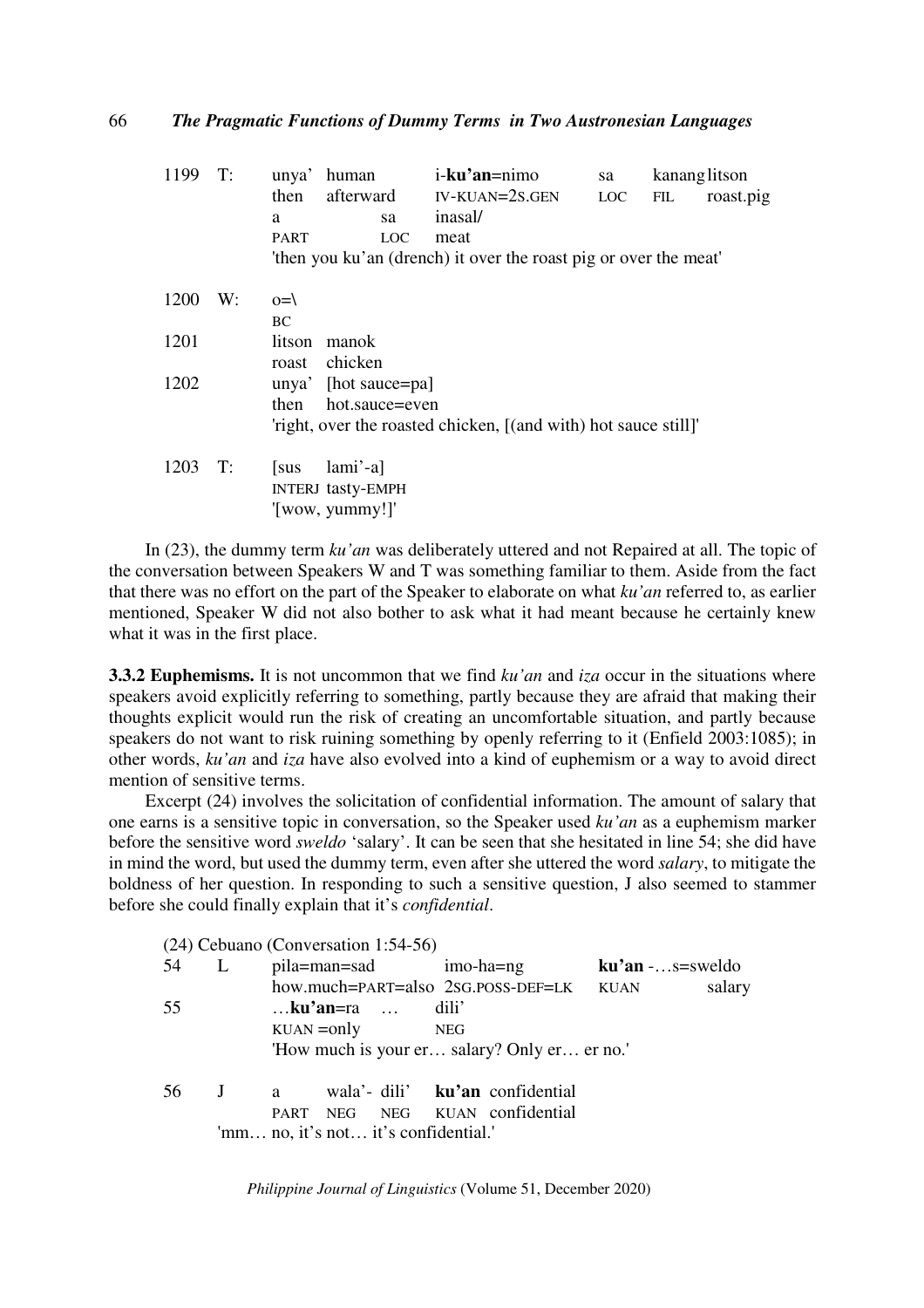```
1199  T:   unya'   human       i-ku'an=nimo        sa    kanang litson
           then    afterward   IV-KUAN=2S.GEN      LOC   FIL    roast.pig
           a              sa   inasal/
           PART           LOC  meat
           'then you ku'an (drench) it over the roast pig or over the meat'

1200  W:   o=\
           BC
1201       litson  manok
           roast   chicken
1202       unya'   [hot sauce=pa]
           then    hot.sauce=even
           'right, over the roasted chicken, [(and with) hot sauce still]'

1203  T:   [sus    lami'-a]
           INTERJ  tasty-EMPH
           '[wow, yummy!]'
```

In (23), the dummy term *ku'an* was deliberately uttered and not Repaired at all. The topic of the conversation between Speakers W and T was something familiar to them. Aside from the fact that there was no effort on the part of the Speaker to elaborate on what *ku'an* referred to, as earlier mentioned, Speaker W did not also bother to ask what it had meant because he certainly knew what it was in the first place.

**3.3.2 Euphemisms.** It is not uncommon that we find *ku'an* and *iza* occur in the situations where speakers avoid explicitly referring to something, partly because they are afraid that making their thoughts explicit would run the risk of creating an uncomfortable situation, and partly because speakers do not want to risk ruining something by openly referring to it (Enfield 2003:1085); in other words, *ku'an* and *iza* have also evolved into a kind of euphemism or a way to avoid direct mention of sensitive terms.

Excerpt (24) involves the solicitation of confidential information. The amount of salary that one earns is a sensitive topic in conversation, so the Speaker used *ku'an* as a euphemism marker before the sensitive word *sweldo* 'salary'. It can be seen that she hesitated in line 54; she did have in mind the word, but used the dummy term, even after she uttered the word *salary*, to mitigate the boldness of her question. In responding to such a sensitive question, J also seemed to stammer before she could finally explain that it's *confidential*.

(24) Cebuano (Conversation 1:54-56)

```
54    L    pila=man=sad              imo-ha=ng               ku'an -…s=sweldo
           how.much=PART=also        2SG.POSS-DEF=LK         KUAN        salary
55         …ku'an=ra   …             dili'
           KUAN =only                NEG
           'How much is your er… salary? Only er… er no.'

56    J    a      wala'-  dili'   ku'an  confidential
           PART   NEG     NEG     KUAN   confidential
           'mm… no, it's not… it's confidential.'
```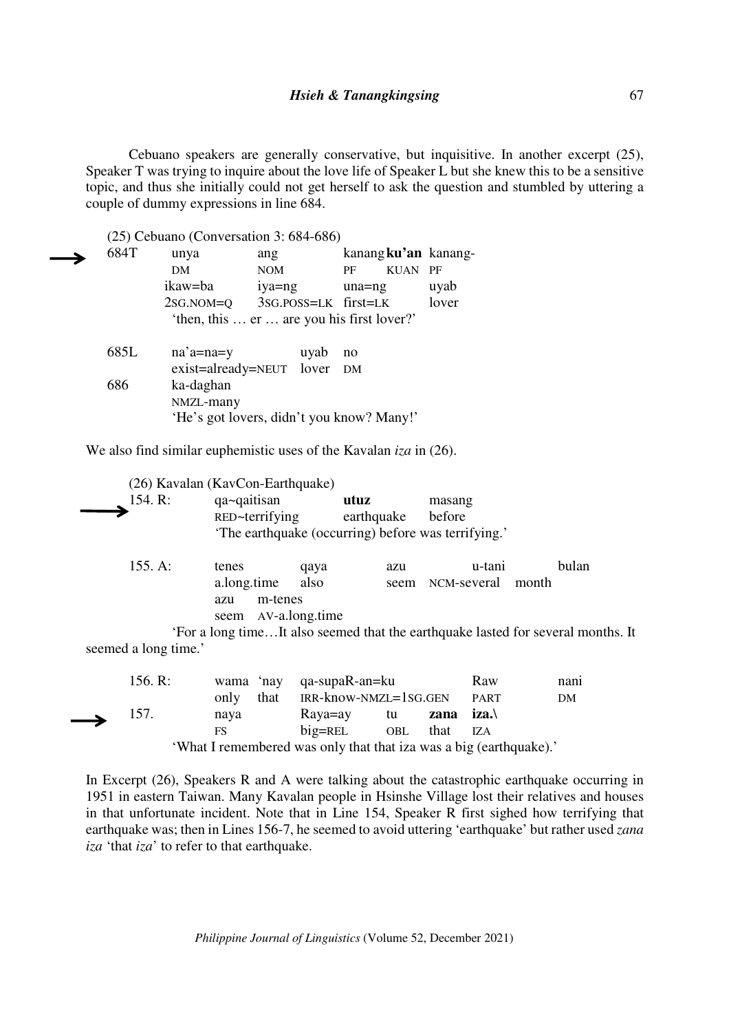Cebuano speakers are generally conservative, but inquisitive. In another excerpt (25), Speaker T was trying to inquire about the love life of Speaker L but she knew this to be a sensitive topic, and thus she initially could not get herself to ask the question and stumbled by uttering a couple of dummy expressions in line 684.

(25) Cebuano (Conversation 3: 684-686)

```
→ 684T   unya        ang                kanang ku'an  kanang-
         DM          NOM                PF     KUAN   PF
         ikaw=ba     iya=ng             una=ng        uyab
         2SG.NOM=Q   3SG.POSS=LK        first=LK      lover
         'then, this … er … are you his first lover?'

  685L   na'a=na=y                uyab    no
         exist=already=NEUT       lover   DM
  686    ka-daghan
         NMZL-many
         'He's got lovers, didn't you know? Many!'
```

We also find similar euphemistic uses of the Kavalan *iza* in (26).

(26) Kavalan (KavCon-Earthquake)

```
→ 154. R:   qa~qaitisan        utuz          masang
            RED~terrifying     earthquake    before
            'The earthquake (occurring) before was terrifying.'

  155. A:   tenes          qaya     azu     u-tani         bulan
            a.long.time    also     seem    NCM-several    month
            azu    m-tenes
            seem   AV-a.long.time
            'For a long time…It also seemed that the earthquake lasted for several months. It
            seemed a long time.'

  156. R:   wama   'nay   qa-supaR-an=ku          Raw     nani
            only   that   IRR-know-NMZL=1SG.GEN   PART    DM
→ 157.      naya   Raya=ay    tu     zana   iza.\
            FS     big=REL    OBL    that   IZA
            'What I remembered was only that that iza was a big (earthquake).'
```

In Excerpt (26), Speakers R and A were talking about the catastrophic earthquake occurring in 1951 in eastern Taiwan. Many Kavalan people in Hsinshe Village lost their relatives and houses in that unfortunate incident. Note that in Line 154, Speaker R first sighed how terrifying that earthquake was; then in Lines 156-7, he seemed to avoid uttering 'earthquake' but rather used *zana iza* 'that *iza*' to refer to that earthquake.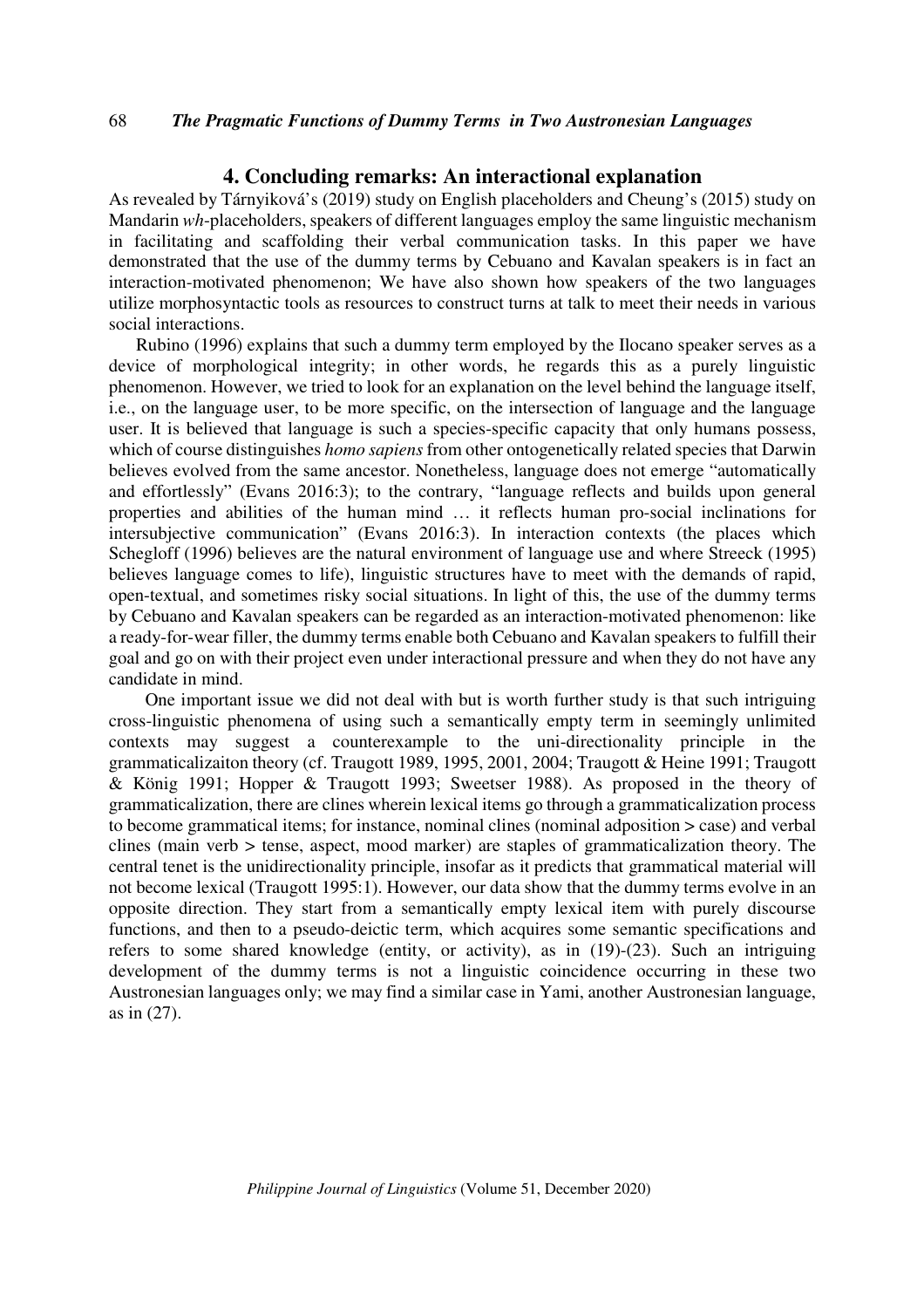## 4. Concluding remarks: An interactional explanation

As revealed by Tárnyiková's (2019) study on English placeholders and Cheung's (2015) study on Mandarin *wh*-placeholders, speakers of different languages employ the same linguistic mechanism in facilitating and scaffolding their verbal communication tasks. In this paper we have demonstrated that the use of the dummy terms by Cebuano and Kavalan speakers is in fact an interaction-motivated phenomenon; We have also shown how speakers of the two languages utilize morphosyntactic tools as resources to construct turns at talk to meet their needs in various social interactions.

Rubino (1996) explains that such a dummy term employed by the Ilocano speaker serves as a device of morphological integrity; in other words, he regards this as a purely linguistic phenomenon. However, we tried to look for an explanation on the level behind the language itself, i.e., on the language user, to be more specific, on the intersection of language and the language user. It is believed that language is such a species-specific capacity that only humans possess, which of course distinguishes *homo sapiens* from other ontogenetically related species that Darwin believes evolved from the same ancestor. Nonetheless, language does not emerge "automatically and effortlessly" (Evans 2016:3); to the contrary, "language reflects and builds upon general properties and abilities of the human mind … it reflects human pro-social inclinations for intersubjective communication" (Evans 2016:3). In interaction contexts (the places which Schegloff (1996) believes are the natural environment of language use and where Streeck (1995) believes language comes to life), linguistic structures have to meet with the demands of rapid, open-textual, and sometimes risky social situations. In light of this, the use of the dummy terms by Cebuano and Kavalan speakers can be regarded as an interaction-motivated phenomenon: like a ready-for-wear filler, the dummy terms enable both Cebuano and Kavalan speakers to fulfill their goal and go on with their project even under interactional pressure and when they do not have any candidate in mind.

One important issue we did not deal with but is worth further study is that such intriguing cross-linguistic phenomena of using such a semantically empty term in seemingly unlimited contexts may suggest a counterexample to the uni-directionality principle in the grammaticalizaiton theory (cf. Traugott 1989, 1995, 2001, 2004; Traugott & Heine 1991; Traugott & König 1991; Hopper & Traugott 1993; Sweetser 1988). As proposed in the theory of grammaticalization, there are clines wherein lexical items go through a grammaticalization process to become grammatical items; for instance, nominal clines (nominal adposition > case) and verbal clines (main verb > tense, aspect, mood marker) are staples of grammaticalization theory. The central tenet is the unidirectionality principle, insofar as it predicts that grammatical material will not become lexical (Traugott 1995:1). However, our data show that the dummy terms evolve in an opposite direction. They start from a semantically empty lexical item with purely discourse functions, and then to a pseudo-deictic term, which acquires some semantic specifications and refers to some shared knowledge (entity, or activity), as in (19)-(23). Such an intriguing development of the dummy terms is not a linguistic coincidence occurring in these two Austronesian languages only; we may find a similar case in Yami, another Austronesian language, as in (27).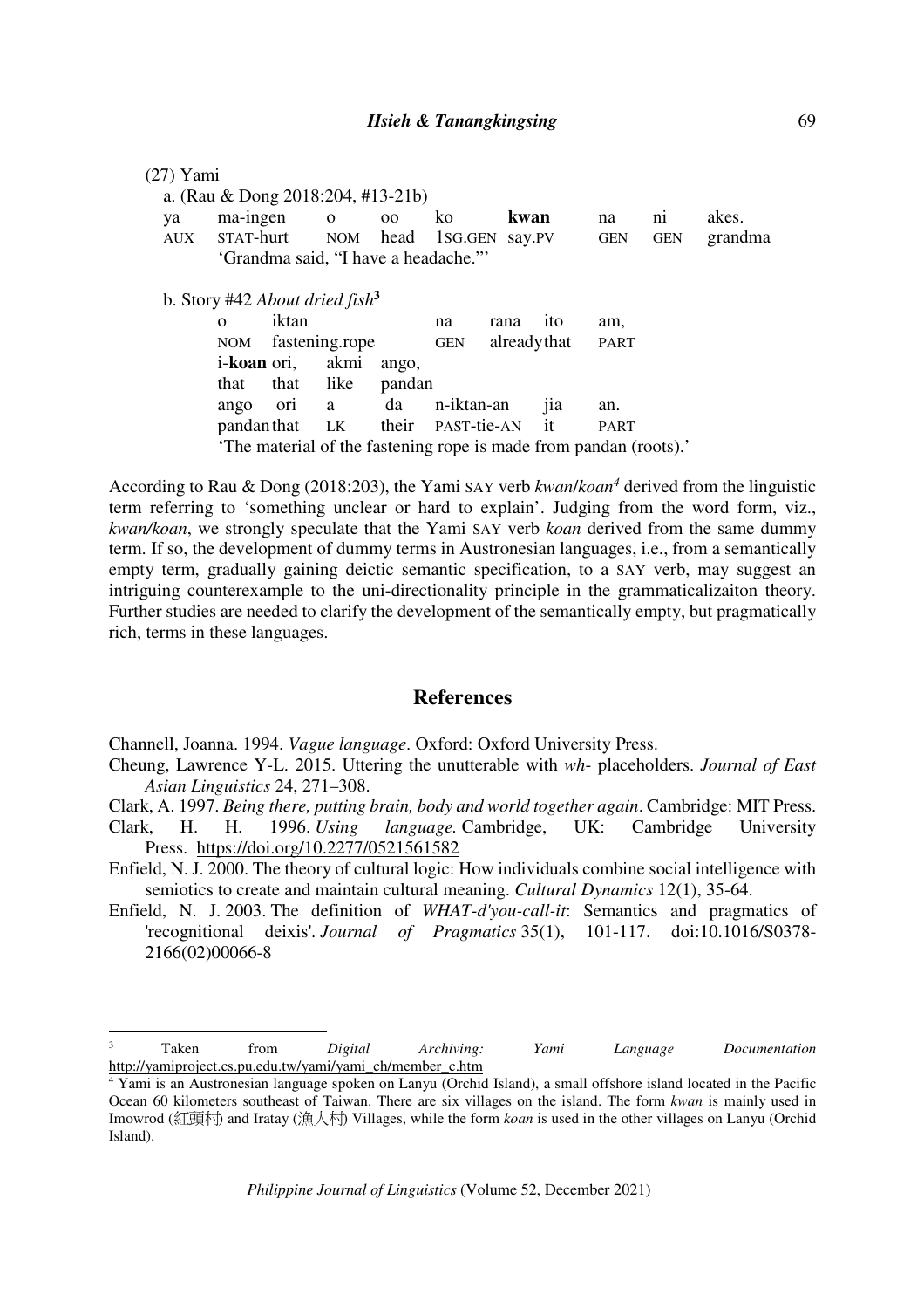(27) Yami

a. (Rau & Dong 2018:204, #13-21b)

| ya | ma-ingen | o | oo | ko | **kwan** | na | ni | akes. |
|---|---|---|---|---|---|---|---|---|
| AUX | STAT-hurt | NOM | head | 1SG.GEN | say.PV | GEN | GEN | grandma |

'Grandma said, "I have a headache."'

b. Story #42 *About dried fish*[3]

| o | iktan | na | rana | ito | am, |
|---|---|---|---|---|---|
| NOM | fastening.rope | GEN | already | that | PART |

| i-**koan** | ori, | akmi | ango, |
|---|---|---|---|
| that | that | like | pandan |

| ango | ori | a | da | n-iktan-an | jia | an. |
|---|---|---|---|---|---|---|
| pandan | that | LK | their | PAST-tie-AN | it | PART |

'The material of the fastening rope is made from pandan (roots).'

According to Rau & Dong (2018:203), the Yami SAY verb *kwan*/*koan*[4] derived from the linguistic term referring to 'something unclear or hard to explain'. Judging from the word form, viz., *kwan/koan*, we strongly speculate that the Yami SAY verb *koan* derived from the same dummy term. If so, the development of dummy terms in Austronesian languages, i.e., from a semantically empty term, gradually gaining deictic semantic specification, to a SAY verb, may suggest an intriguing counterexample to the uni-directionality principle in the grammaticalizaiton theory. Further studies are needed to clarify the development of the semantically empty, but pragmatically rich, terms in these languages.

## References

Channell, Joanna. 1994. *Vague language*. Oxford: Oxford University Press.

Cheung, Lawrence Y-L. 2015. Uttering the unutterable with *wh-* placeholders. *Journal of East Asian Linguistics* 24, 271–308.

Clark, A. 1997. *Being there, putting brain, body and world together again*. Cambridge: MIT Press.

Clark, H. H. 1996. *Using language.* Cambridge, UK: Cambridge University Press. https://doi.org/10.2277/0521561582

Enfield, N. J. 2000. The theory of cultural logic: How individuals combine social intelligence with semiotics to create and maintain cultural meaning. *Cultural Dynamics* 12(1), 35-64.

Enfield, N. J. 2003. The definition of *WHAT-d'you-call-it*: Semantics and pragmatics of 'recognitional deixis'. *Journal of Pragmatics* 35(1), 101-117. doi:10.1016/S0378-2166(02)00066-8

---

[3] Taken from *Digital Archiving: Yami Language Documentation* http://yamiproject.cs.pu.edu.tw/yami/yami_ch/member_c.htm

[4] Yami is an Austronesian language spoken on Lanyu (Orchid Island), a small offshore island located in the Pacific Ocean 60 kilometers southeast of Taiwan. There are six villages on the island. The form *kwan* is mainly used in Imowrod (紅頭村) and Iratay (漁人村) Villages, while the form *koan* is used in the other villages on Lanyu (Orchid Island).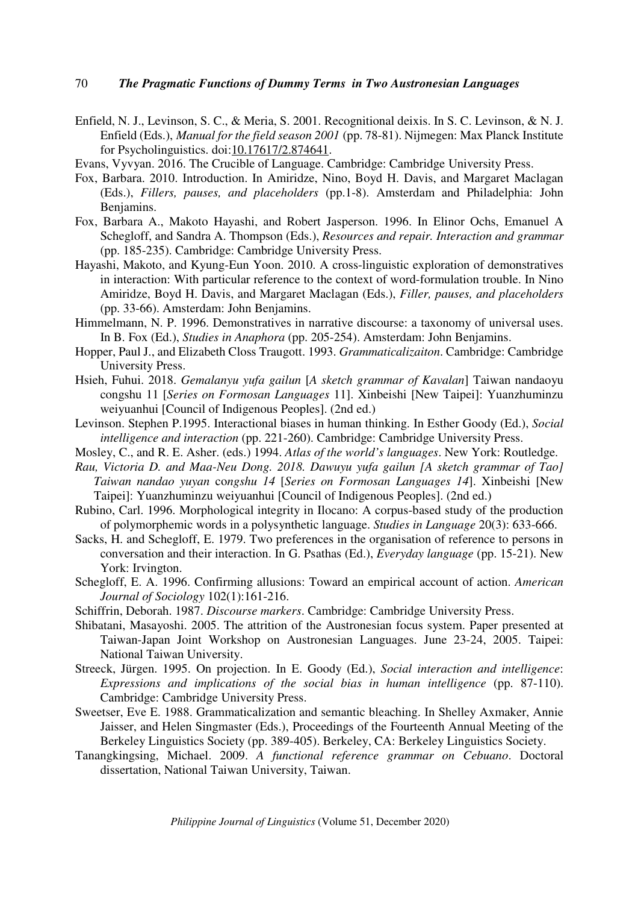Enfield, N. J., Levinson, S. C., & Meria, S. 2001. Recognitional deixis. In S. C. Levinson, & N. J. Enfield (Eds.), *Manual for the field season 2001* (pp. 78-81). Nijmegen: Max Planck Institute for Psycholinguistics. doi:10.17617/2.874641.

Evans, Vyvyan. 2016. The Crucible of Language. Cambridge: Cambridge University Press.

Fox, Barbara. 2010. Introduction. In Amiridze, Nino, Boyd H. Davis, and Margaret Maclagan (Eds.), *Fillers, pauses, and placeholders* (pp.1-8). Amsterdam and Philadelphia: John Benjamins.

Fox, Barbara A., Makoto Hayashi, and Robert Jasperson. 1996. In Elinor Ochs, Emanuel A Schegloff, and Sandra A. Thompson (Eds.), *Resources and repair. Interaction and grammar* (pp. 185-235). Cambridge: Cambridge University Press.

Hayashi, Makoto, and Kyung-Eun Yoon. 2010. A cross-linguistic exploration of demonstratives in interaction: With particular reference to the context of word-formulation trouble. In Nino Amiridze, Boyd H. Davis, and Margaret Maclagan (Eds.), *Filler, pauses, and placeholders* (pp. 33-66). Amsterdam: John Benjamins.

Himmelmann, N. P. 1996. Demonstratives in narrative discourse: a taxonomy of universal uses. In B. Fox (Ed.), *Studies in Anaphora* (pp. 205-254). Amsterdam: John Benjamins.

Hopper, Paul J., and Elizabeth Closs Traugott. 1993. *Grammaticalizaiton*. Cambridge: Cambridge University Press.

Hsieh, Fuhui. 2018. *Gemalanyu yufa gailun* [*A sketch grammar of Kavalan*] Taiwan nandaoyu congshu 11 [*Series on Formosan Languages* 11]. Xinbeishi [New Taipei]: Yuanzhuminzu weiyuanhui [Council of Indigenous Peoples]. (2nd ed.)

Levinson. Stephen P.1995. Interactional biases in human thinking. In Esther Goody (Ed.), *Social intelligence and interaction* (pp. 221-260). Cambridge: Cambridge University Press.

Mosley, C., and R. E. Asher. (eds.) 1994. *Atlas of the world's languages*. New York: Routledge.

*Rau, Victoria D. and Maa-Neu Dong. 2018. Dawuyu yufa gailun [A sketch grammar of Tao] Taiwan nandao yuyan* co*ngshu 14* [*Series on Formosan Languages 14*]. Xinbeishi [New Taipei]: Yuanzhuminzu weiyuanhui [Council of Indigenous Peoples]. (2nd ed.)

Rubino, Carl. 1996. Morphological integrity in Ilocano: A corpus-based study of the production of polymorphemic words in a polysynthetic language. *Studies in Language* 20(3): 633-666.

Sacks, H. and Schegloff, E. 1979. Two preferences in the organisation of reference to persons in conversation and their interaction. In G. Psathas (Ed.), *Everyday language* (pp. 15-21). New York: Irvington.

Schegloff, E. A. 1996. Confirming allusions: Toward an empirical account of action. *American Journal of Sociology* 102(1):161-216.

Schiffrin, Deborah. 1987. *Discourse markers*. Cambridge: Cambridge University Press.

Shibatani, Masayoshi. 2005. The attrition of the Austronesian focus system. Paper presented at Taiwan-Japan Joint Workshop on Austronesian Languages. June 23-24, 2005. Taipei: National Taiwan University.

Streeck, Jürgen. 1995. On projection. In E. Goody (Ed.), *Social interaction and intelligence*: *Expressions and implications of the social bias in human intelligence* (pp. 87-110). Cambridge: Cambridge University Press.

Sweetser, Eve E. 1988. Grammaticalization and semantic bleaching. In Shelley Axmaker, Annie Jaisser, and Helen Singmaster (Eds.), Proceedings of the Fourteenth Annual Meeting of the Berkeley Linguistics Society (pp. 389-405). Berkeley, CA: Berkeley Linguistics Society.

Tanangkingsing, Michael. 2009. *A functional reference grammar on Cebuano*. Doctoral dissertation, National Taiwan University, Taiwan.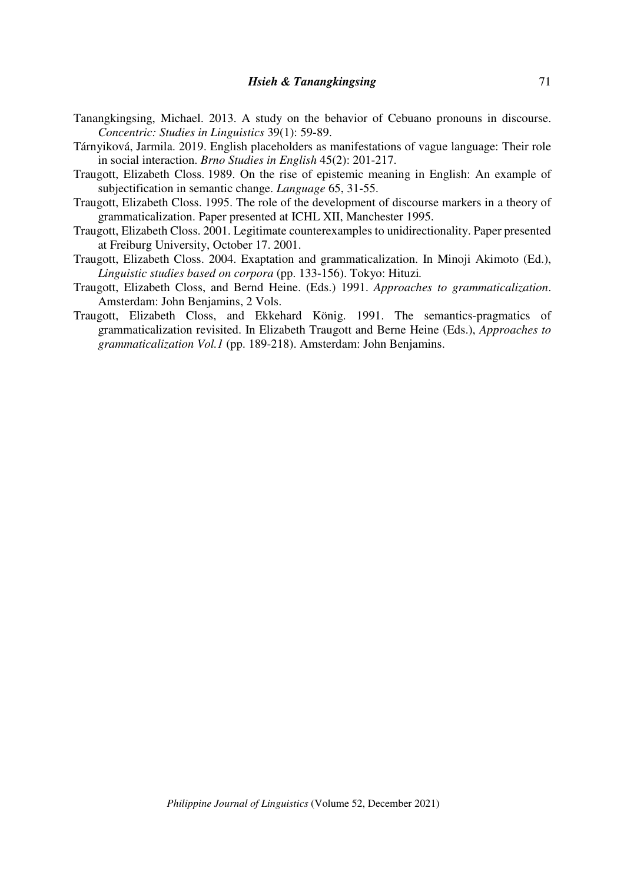Tanangkingsing, Michael. 2013. A study on the behavior of Cebuano pronouns in discourse. *Concentric: Studies in Linguistics* 39(1): 59-89.

Tárnyiková, Jarmila. 2019. English placeholders as manifestations of vague language: Their role in social interaction. *Brno Studies in English* 45(2): 201-217.

Traugott, Elizabeth Closs. 1989. On the rise of epistemic meaning in English: An example of subjectification in semantic change. *Language* 65, 31-55.

Traugott, Elizabeth Closs. 1995. The role of the development of discourse markers in a theory of grammaticalization. Paper presented at ICHL XII, Manchester 1995.

Traugott, Elizabeth Closs. 2001. Legitimate counterexamples to unidirectionality. Paper presented at Freiburg University, October 17. 2001.

Traugott, Elizabeth Closs. 2004. Exaptation and grammaticalization. In Minoji Akimoto (Ed.), *Linguistic studies based on corpora* (pp. 133-156). Tokyo: Hituzi.

Traugott, Elizabeth Closs, and Bernd Heine. (Eds.) 1991. *Approaches to grammaticalization*. Amsterdam: John Benjamins, 2 Vols.

Traugott, Elizabeth Closs, and Ekkehard König. 1991. The semantics-pragmatics of grammaticalization revisited. In Elizabeth Traugott and Berne Heine (Eds.), *Approaches to grammaticalization Vol.1* (pp. 189-218). Amsterdam: John Benjamins.